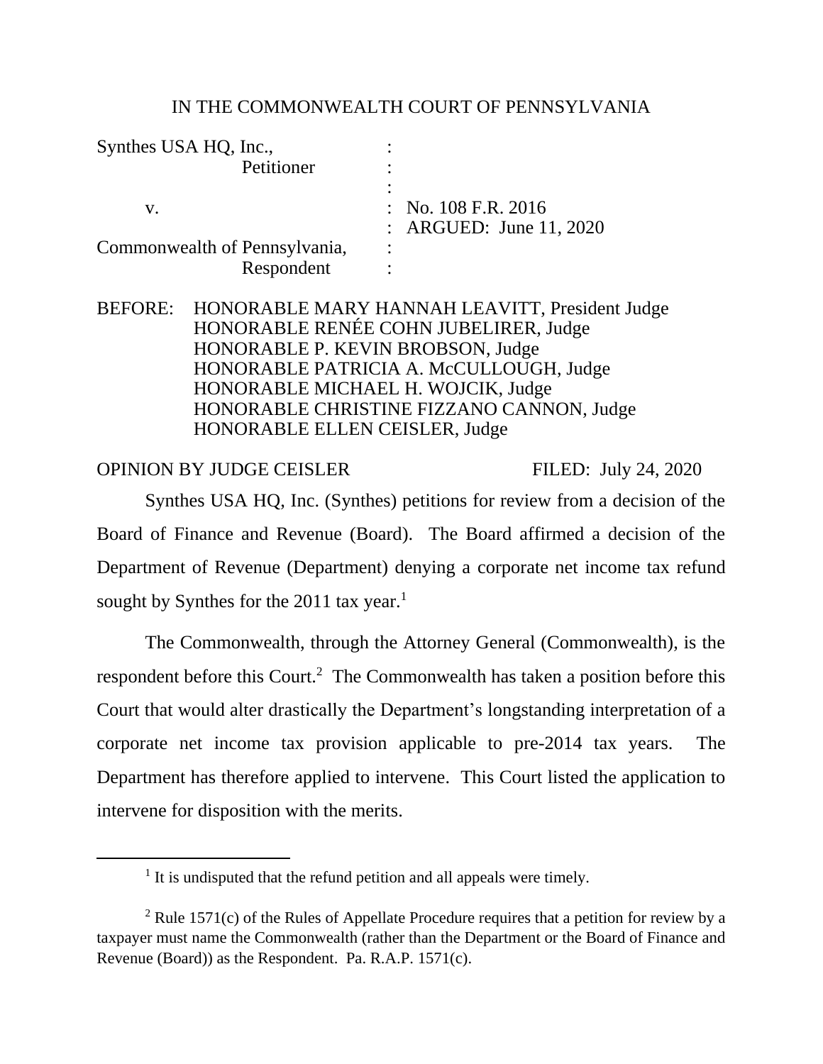IN THE COMMONWEALTH COURT OF PENNSYLVANIA

| | | |
|---|---|---|
| Synthes USA HQ, Inc., | : | |
| Petitioner | : | |
| | : | |
| v. | : | No. 108 F.R. 2016 |
| | : | ARGUED: June 11, 2020 |
| Commonwealth of Pennsylvania, | : | |
| Respondent | : | |

BEFORE: HONORABLE MARY HANNAH LEAVITT, President Judge
HONORABLE RENÉE COHN JUBELIRER, Judge
HONORABLE P. KEVIN BROBSON, Judge
HONORABLE PATRICIA A. McCULLOUGH, Judge
HONORABLE MICHAEL H. WOJCIK, Judge
HONORABLE CHRISTINE FIZZANO CANNON, Judge
HONORABLE ELLEN CEISLER, Judge

OPINION BY JUDGE CEISLER FILED: July 24, 2020

Synthes USA HQ, Inc. (Synthes) petitions for review from a decision of the Board of Finance and Revenue (Board). The Board affirmed a decision of the Department of Revenue (Department) denying a corporate net income tax refund sought by Synthes for the 2011 tax year.[1]

The Commonwealth, through the Attorney General (Commonwealth), is the respondent before this Court.[2] The Commonwealth has taken a position before this Court that would alter drastically the Department's longstanding interpretation of a corporate net income tax provision applicable to pre-2014 tax years. The Department has therefore applied to intervene. This Court listed the application to intervene for disposition with the merits.

---

[1] It is undisputed that the refund petition and all appeals were timely.

[2] Rule 1571(c) of the Rules of Appellate Procedure requires that a petition for review by a taxpayer must name the Commonwealth (rather than the Department or the Board of Finance and Revenue (Board)) as the Respondent. Pa. R.A.P. 1571(c).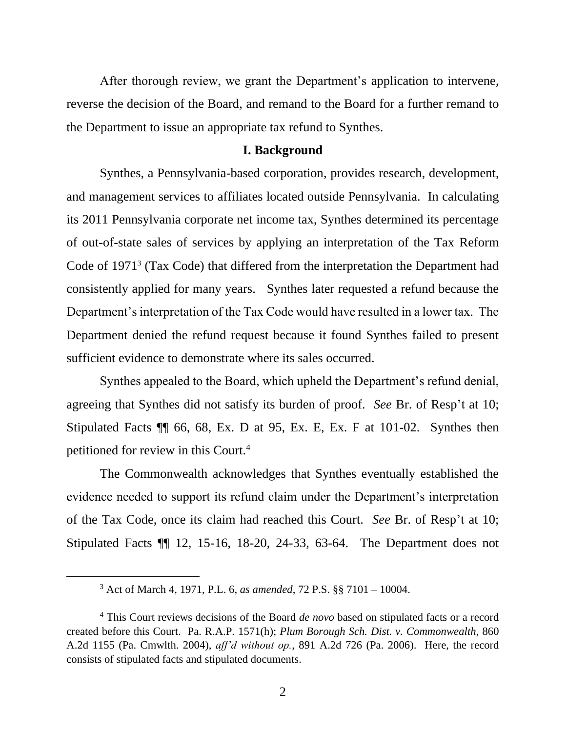After thorough review, we grant the Department's application to intervene, reverse the decision of the Board, and remand to the Board for a further remand to the Department to issue an appropriate tax refund to Synthes.

## I. Background

Synthes, a Pennsylvania-based corporation, provides research, development, and management services to affiliates located outside Pennsylvania. In calculating its 2011 Pennsylvania corporate net income tax, Synthes determined its percentage of out-of-state sales of services by applying an interpretation of the Tax Reform Code of 1971[3] (Tax Code) that differed from the interpretation the Department had consistently applied for many years. Synthes later requested a refund because the Department's interpretation of the Tax Code would have resulted in a lower tax. The Department denied the refund request because it found Synthes failed to present sufficient evidence to demonstrate where its sales occurred.

Synthes appealed to the Board, which upheld the Department's refund denial, agreeing that Synthes did not satisfy its burden of proof. *See* Br. of Resp't at 10; Stipulated Facts ¶¶ 66, 68, Ex. D at 95, Ex. E, Ex. F at 101-02. Synthes then petitioned for review in this Court.[4]

The Commonwealth acknowledges that Synthes eventually established the evidence needed to support its refund claim under the Department's interpretation of the Tax Code, once its claim had reached this Court. *See* Br. of Resp't at 10; Stipulated Facts ¶¶ 12, 15-16, 18-20, 24-33, 63-64. The Department does not

---

[3] Act of March 4, 1971, P.L. 6, *as amended*, 72 P.S. §§ 7101 – 10004.

[4] This Court reviews decisions of the Board *de novo* based on stipulated facts or a record created before this Court. Pa. R.A.P. 1571(h); *Plum Borough Sch. Dist. v. Commonwealth*, 860 A.2d 1155 (Pa. Cmwlth. 2004), *aff'd without op.*, 891 A.2d 726 (Pa. 2006). Here, the record consists of stipulated facts and stipulated documents.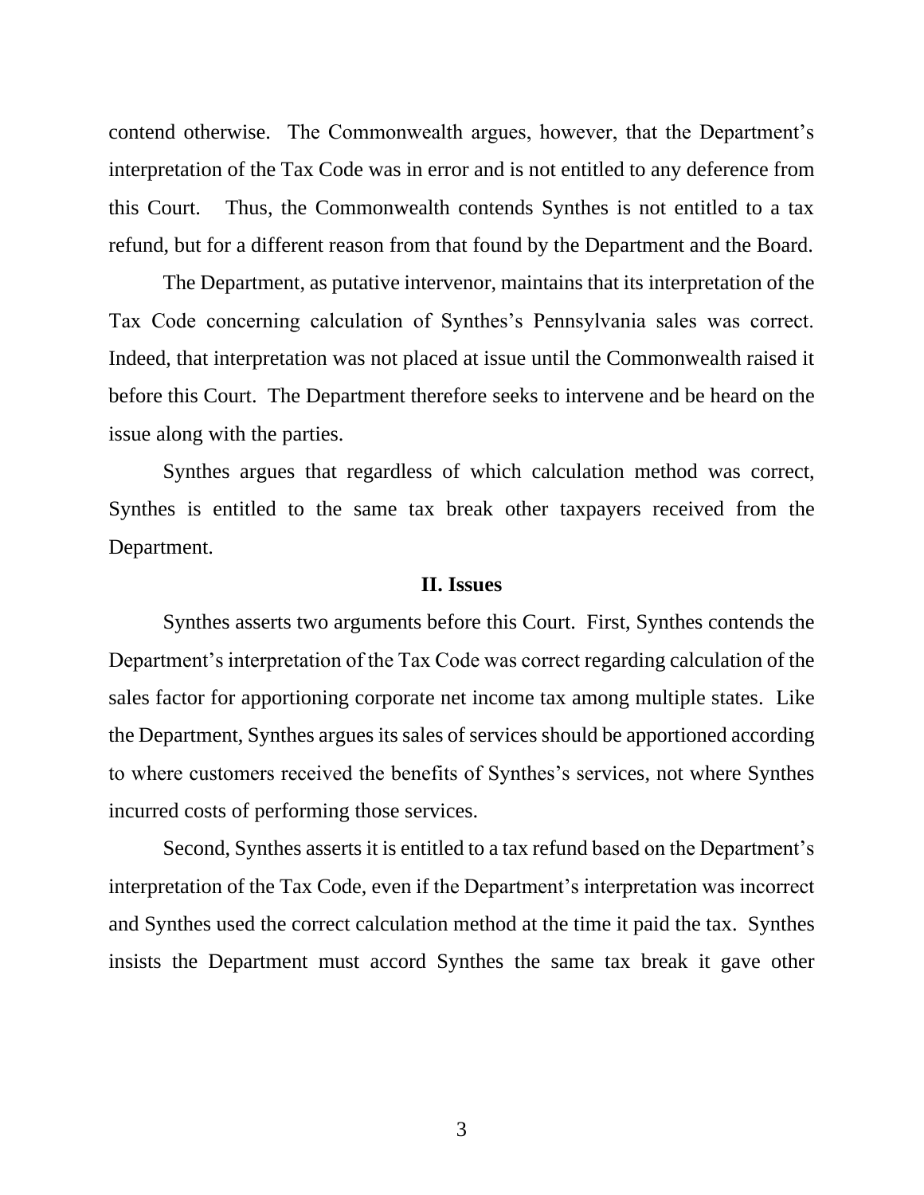contend otherwise. The Commonwealth argues, however, that the Department's interpretation of the Tax Code was in error and is not entitled to any deference from this Court. Thus, the Commonwealth contends Synthes is not entitled to a tax refund, but for a different reason from that found by the Department and the Board.

The Department, as putative intervenor, maintains that its interpretation of the Tax Code concerning calculation of Synthes's Pennsylvania sales was correct. Indeed, that interpretation was not placed at issue until the Commonwealth raised it before this Court. The Department therefore seeks to intervene and be heard on the issue along with the parties.

Synthes argues that regardless of which calculation method was correct, Synthes is entitled to the same tax break other taxpayers received from the Department.

## II. Issues

Synthes asserts two arguments before this Court. First, Synthes contends the Department's interpretation of the Tax Code was correct regarding calculation of the sales factor for apportioning corporate net income tax among multiple states. Like the Department, Synthes argues its sales of services should be apportioned according to where customers received the benefits of Synthes's services, not where Synthes incurred costs of performing those services.

Second, Synthes asserts it is entitled to a tax refund based on the Department's interpretation of the Tax Code, even if the Department's interpretation was incorrect and Synthes used the correct calculation method at the time it paid the tax. Synthes insists the Department must accord Synthes the same tax break it gave other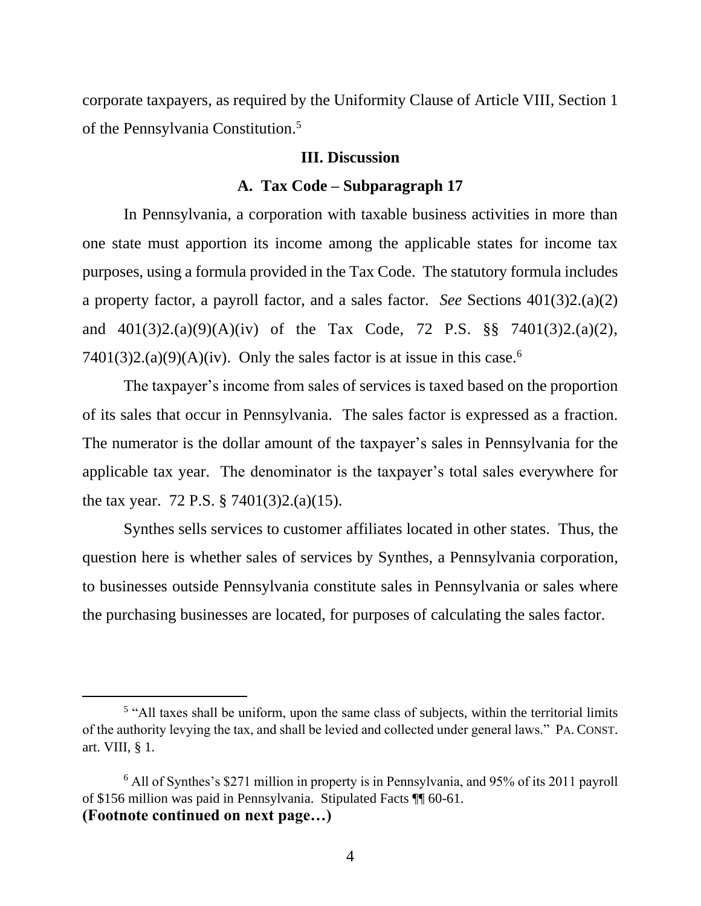corporate taxpayers, as required by the Uniformity Clause of Article VIII, Section 1 of the Pennsylvania Constitution.[5]

## III. Discussion

### A. Tax Code – Subparagraph 17

In Pennsylvania, a corporation with taxable business activities in more than one state must apportion its income among the applicable states for income tax purposes, using a formula provided in the Tax Code. The statutory formula includes a property factor, a payroll factor, and a sales factor. *See* Sections 401(3)2.(a)(2) and 401(3)2.(a)(9)(A)(iv) of the Tax Code, 72 P.S. §§ 7401(3)2.(a)(2), 7401(3)2.(a)(9)(A)(iv). Only the sales factor is at issue in this case.[6]

The taxpayer's income from sales of services is taxed based on the proportion of its sales that occur in Pennsylvania. The sales factor is expressed as a fraction. The numerator is the dollar amount of the taxpayer's sales in Pennsylvania for the applicable tax year. The denominator is the taxpayer's total sales everywhere for the tax year. 72 P.S. § 7401(3)2.(a)(15).

Synthes sells services to customer affiliates located in other states. Thus, the question here is whether sales of services by Synthes, a Pennsylvania corporation, to businesses outside Pennsylvania constitute sales in Pennsylvania or sales where the purchasing businesses are located, for purposes of calculating the sales factor.

---

[5] "All taxes shall be uniform, upon the same class of subjects, within the territorial limits of the authority levying the tax, and shall be levied and collected under general laws." PA. CONST. art. VIII, § 1.

[6] All of Synthes's $271 million in property is in Pennsylvania, and 95% of its 2011 payroll of $156 million was paid in Pennsylvania. Stipulated Facts ¶¶ 60-61.

**(Footnote continued on next page…)**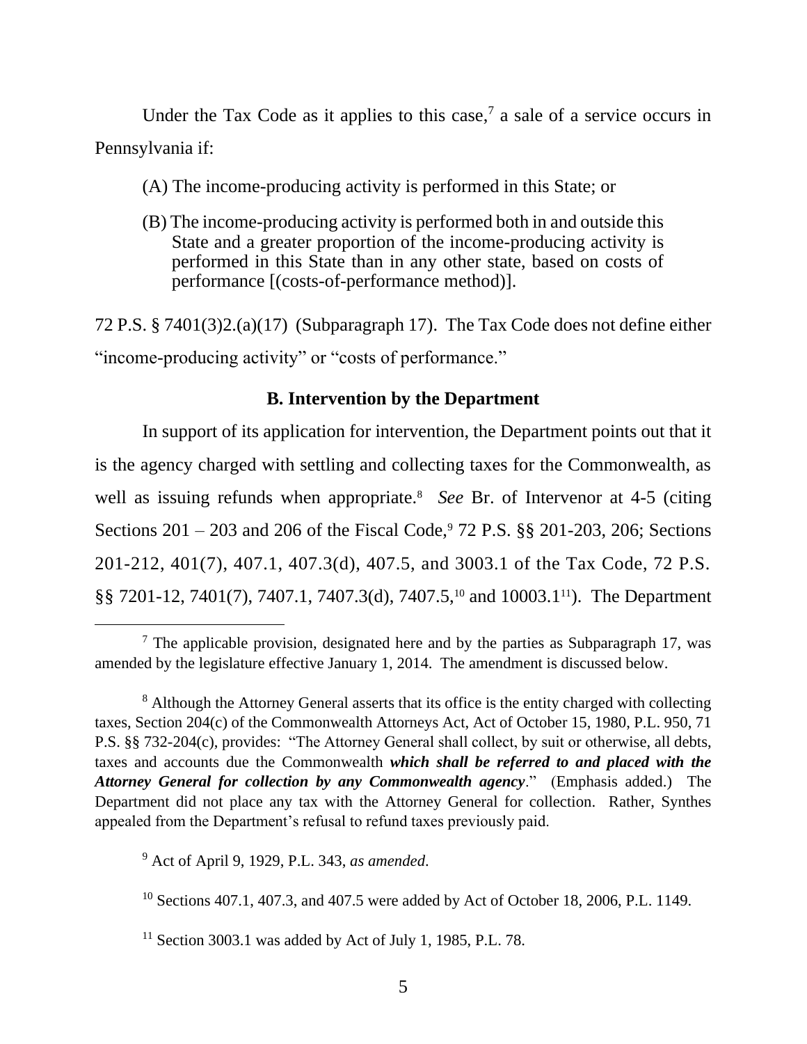Under the Tax Code as it applies to this case,[7] a sale of a service occurs in Pennsylvania if:

> (A) The income-producing activity is performed in this State; or
>
> (B) The income-producing activity is performed both in and outside this State and a greater proportion of the income-producing activity is performed in this State than in any other state, based on costs of performance [(costs-of-performance method)].

72 P.S. § 7401(3)2.(a)(17) (Subparagraph 17). The Tax Code does not define either "income-producing activity" or "costs of performance."

### B. Intervention by the Department

In support of its application for intervention, the Department points out that it is the agency charged with settling and collecting taxes for the Commonwealth, as well as issuing refunds when appropriate.[8] *See* Br. of Intervenor at 4-5 (citing Sections 201 – 203 and 206 of the Fiscal Code,[9] 72 P.S. §§ 201-203, 206; Sections 201-212, 401(7), 407.1, 407.3(d), 407.5, and 3003.1 of the Tax Code, 72 P.S. §§ 7201-12, 7401(7), 7407.1, 7407.3(d), 7407.5,[10] and 10003.1[11]). The Department

---

[7] The applicable provision, designated here and by the parties as Subparagraph 17, was amended by the legislature effective January 1, 2014. The amendment is discussed below.

[8] Although the Attorney General asserts that its office is the entity charged with collecting taxes, Section 204(c) of the Commonwealth Attorneys Act, Act of October 15, 1980, P.L. 950, 71 P.S. §§ 732-204(c), provides: "The Attorney General shall collect, by suit or otherwise, all debts, taxes and accounts due the Commonwealth ***which shall be referred to and placed with the Attorney General for collection by any Commonwealth agency***." (Emphasis added.) The Department did not place any tax with the Attorney General for collection. Rather, Synthes appealed from the Department's refusal to refund taxes previously paid.

[9] Act of April 9, 1929, P.L. 343, *as amended*.

[10] Sections 407.1, 407.3, and 407.5 were added by Act of October 18, 2006, P.L. 1149.

[11] Section 3003.1 was added by Act of July 1, 1985, P.L. 78.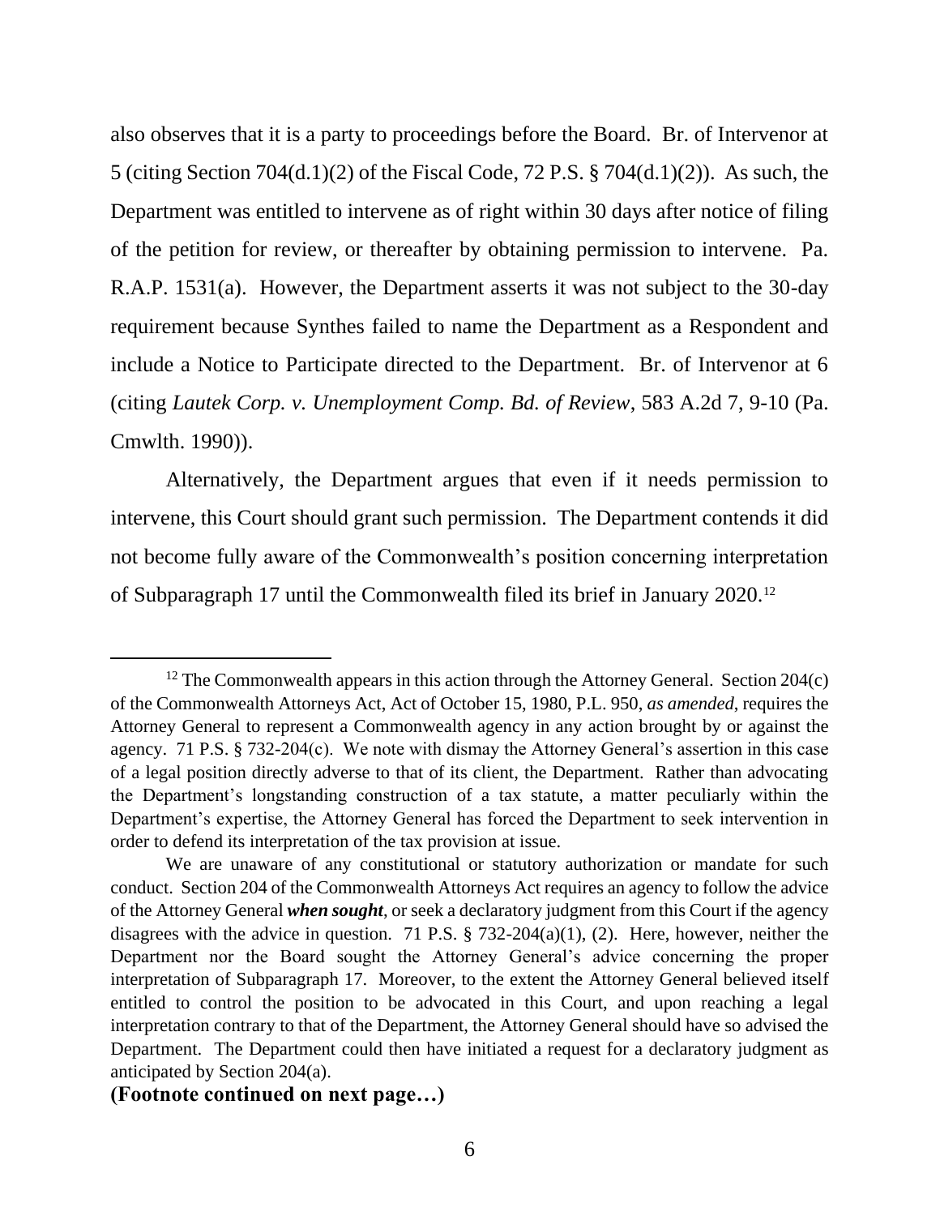also observes that it is a party to proceedings before the Board. Br. of Intervenor at 5 (citing Section 704(d.1)(2) of the Fiscal Code, 72 P.S. § 704(d.1)(2)). As such, the Department was entitled to intervene as of right within 30 days after notice of filing of the petition for review, or thereafter by obtaining permission to intervene. Pa. R.A.P. 1531(a). However, the Department asserts it was not subject to the 30-day requirement because Synthes failed to name the Department as a Respondent and include a Notice to Participate directed to the Department. Br. of Intervenor at 6 (citing *Lautek Corp. v. Unemployment Comp. Bd. of Review*, 583 A.2d 7, 9-10 (Pa. Cmwlth. 1990)).

Alternatively, the Department argues that even if it needs permission to intervene, this Court should grant such permission. The Department contends it did not become fully aware of the Commonwealth's position concerning interpretation of Subparagraph 17 until the Commonwealth filed its brief in January 2020.[12]

---

[12] The Commonwealth appears in this action through the Attorney General. Section 204(c) of the Commonwealth Attorneys Act, Act of October 15, 1980, P.L. 950, *as amended*, requires the Attorney General to represent a Commonwealth agency in any action brought by or against the agency. 71 P.S. § 732-204(c). We note with dismay the Attorney General's assertion in this case of a legal position directly adverse to that of its client, the Department. Rather than advocating the Department's longstanding construction of a tax statute, a matter peculiarly within the Department's expertise, the Attorney General has forced the Department to seek intervention in order to defend its interpretation of the tax provision at issue.

We are unaware of any constitutional or statutory authorization or mandate for such conduct. Section 204 of the Commonwealth Attorneys Act requires an agency to follow the advice of the Attorney General ***when sought***, or seek a declaratory judgment from this Court if the agency disagrees with the advice in question. 71 P.S. § 732-204(a)(1), (2). Here, however, neither the Department nor the Board sought the Attorney General's advice concerning the proper interpretation of Subparagraph 17. Moreover, to the extent the Attorney General believed itself entitled to control the position to be advocated in this Court, and upon reaching a legal interpretation contrary to that of the Department, the Attorney General should have so advised the Department. The Department could then have initiated a request for a declaratory judgment as anticipated by Section 204(a).

**(Footnote continued on next page…)**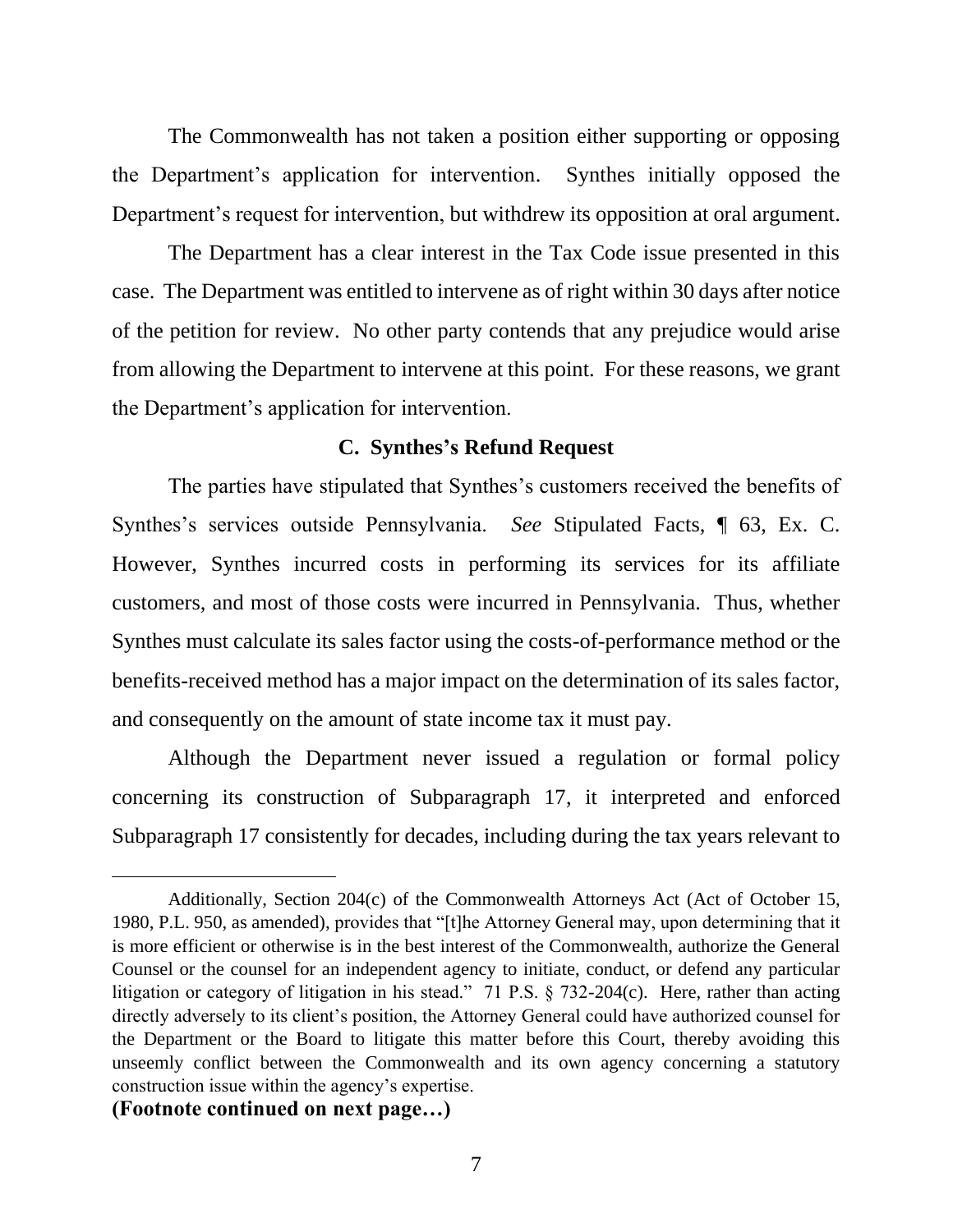The Commonwealth has not taken a position either supporting or opposing the Department's application for intervention. Synthes initially opposed the Department's request for intervention, but withdrew its opposition at oral argument.

The Department has a clear interest in the Tax Code issue presented in this case. The Department was entitled to intervene as of right within 30 days after notice of the petition for review. No other party contends that any prejudice would arise from allowing the Department to intervene at this point. For these reasons, we grant the Department's application for intervention.

### C. Synthes's Refund Request

The parties have stipulated that Synthes's customers received the benefits of Synthes's services outside Pennsylvania. *See* Stipulated Facts, ¶ 63, Ex. C. However, Synthes incurred costs in performing its services for its affiliate customers, and most of those costs were incurred in Pennsylvania. Thus, whether Synthes must calculate its sales factor using the costs-of-performance method or the benefits-received method has a major impact on the determination of its sales factor, and consequently on the amount of state income tax it must pay.

Although the Department never issued a regulation or formal policy concerning its construction of Subparagraph 17, it interpreted and enforced Subparagraph 17 consistently for decades, including during the tax years relevant to

---

Additionally, Section 204(c) of the Commonwealth Attorneys Act (Act of October 15, 1980, P.L. 950, as amended), provides that "[t]he Attorney General may, upon determining that it is more efficient or otherwise is in the best interest of the Commonwealth, authorize the General Counsel or the counsel for an independent agency to initiate, conduct, or defend any particular litigation or category of litigation in his stead." 71 P.S. § 732-204(c). Here, rather than acting directly adversely to its client's position, the Attorney General could have authorized counsel for the Department or the Board to litigate this matter before this Court, thereby avoiding this unseemly conflict between the Commonwealth and its own agency concerning a statutory construction issue within the agency's expertise.

**(Footnote continued on next page…)**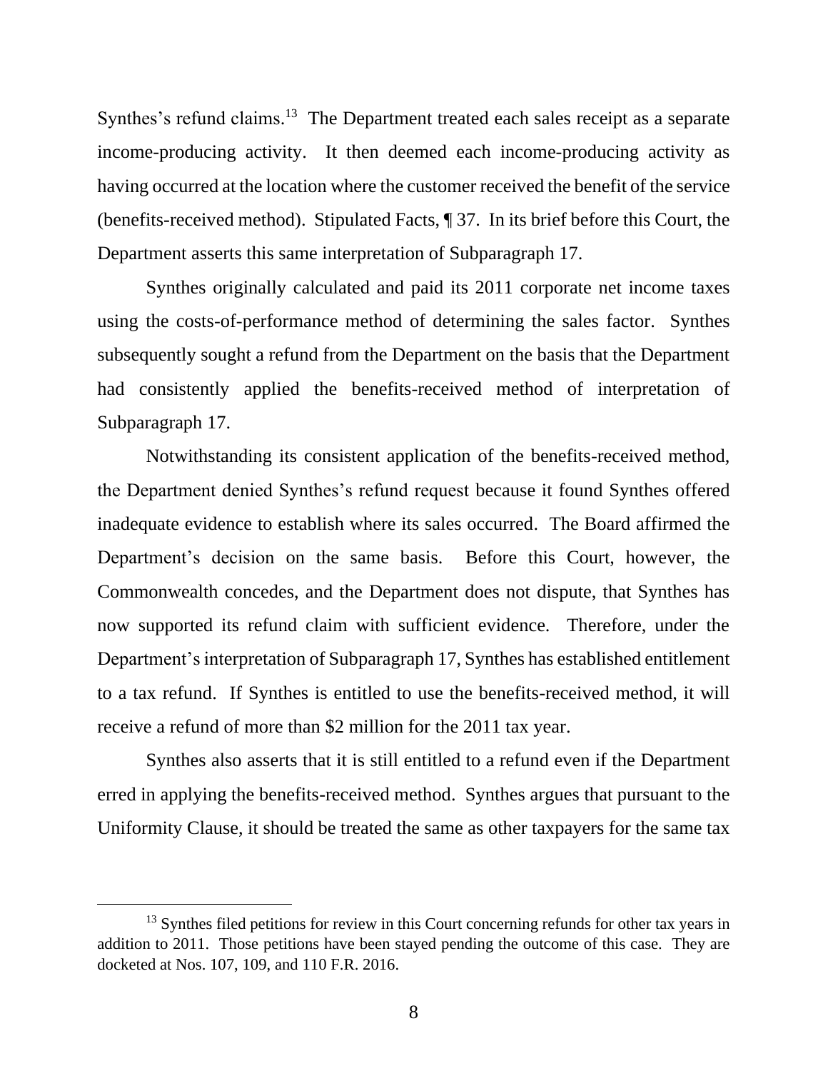Synthes's refund claims.[13] The Department treated each sales receipt as a separate income-producing activity. It then deemed each income-producing activity as having occurred at the location where the customer received the benefit of the service (benefits-received method). Stipulated Facts, ¶ 37. In its brief before this Court, the Department asserts this same interpretation of Subparagraph 17.

Synthes originally calculated and paid its 2011 corporate net income taxes using the costs-of-performance method of determining the sales factor. Synthes subsequently sought a refund from the Department on the basis that the Department had consistently applied the benefits-received method of interpretation of Subparagraph 17.

Notwithstanding its consistent application of the benefits-received method, the Department denied Synthes's refund request because it found Synthes offered inadequate evidence to establish where its sales occurred. The Board affirmed the Department's decision on the same basis. Before this Court, however, the Commonwealth concedes, and the Department does not dispute, that Synthes has now supported its refund claim with sufficient evidence. Therefore, under the Department's interpretation of Subparagraph 17, Synthes has established entitlement to a tax refund. If Synthes is entitled to use the benefits-received method, it will receive a refund of more than $2 million for the 2011 tax year.

Synthes also asserts that it is still entitled to a refund even if the Department erred in applying the benefits-received method. Synthes argues that pursuant to the Uniformity Clause, it should be treated the same as other taxpayers for the same tax

[13] Synthes filed petitions for review in this Court concerning refunds for other tax years in addition to 2011. Those petitions have been stayed pending the outcome of this case. They are docketed at Nos. 107, 109, and 110 F.R. 2016.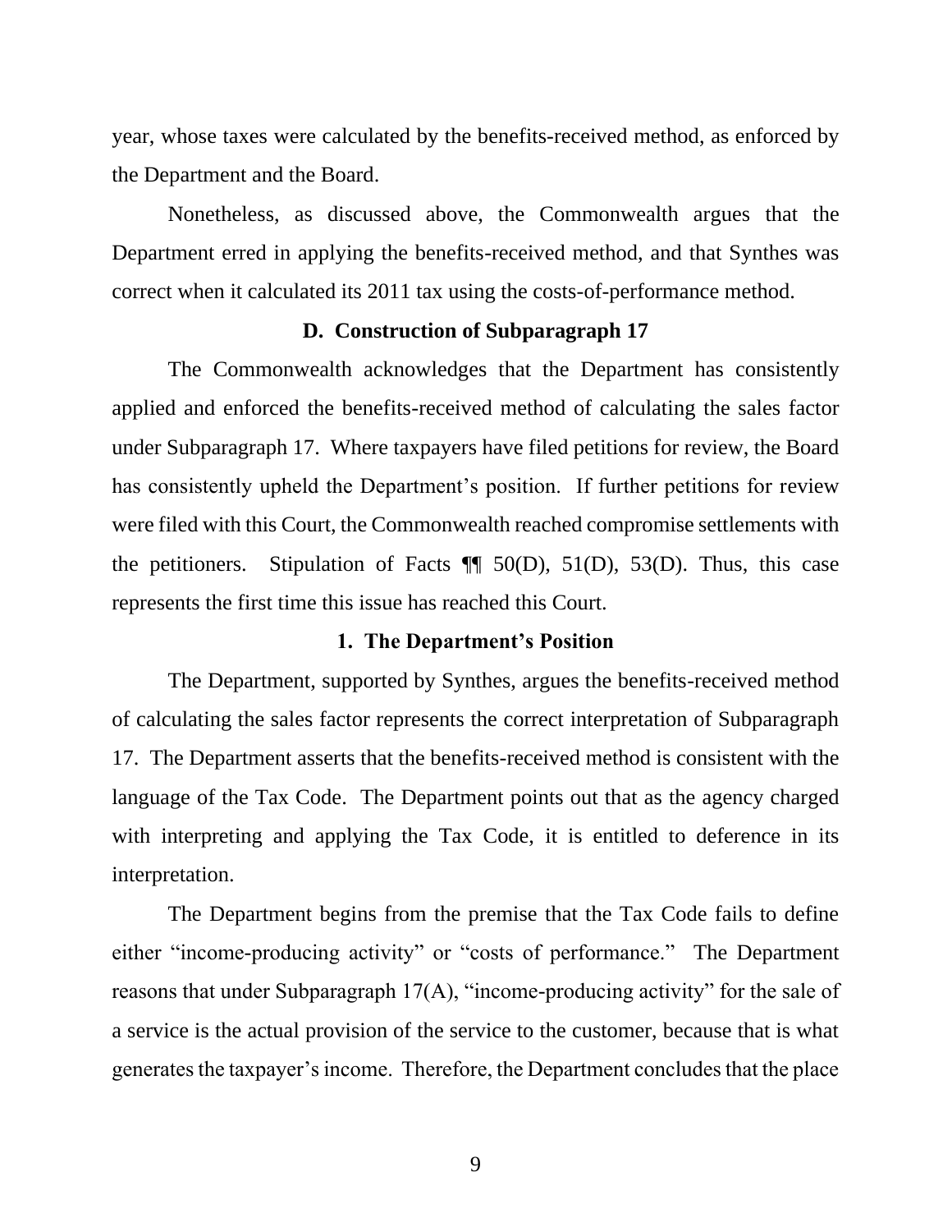year, whose taxes were calculated by the benefits-received method, as enforced by the Department and the Board.

Nonetheless, as discussed above, the Commonwealth argues that the Department erred in applying the benefits-received method, and that Synthes was correct when it calculated its 2011 tax using the costs-of-performance method.

### D. Construction of Subparagraph 17

The Commonwealth acknowledges that the Department has consistently applied and enforced the benefits-received method of calculating the sales factor under Subparagraph 17. Where taxpayers have filed petitions for review, the Board has consistently upheld the Department's position. If further petitions for review were filed with this Court, the Commonwealth reached compromise settlements with the petitioners. Stipulation of Facts ¶¶ 50(D), 51(D), 53(D). Thus, this case represents the first time this issue has reached this Court.

#### 1. The Department's Position

The Department, supported by Synthes, argues the benefits-received method of calculating the sales factor represents the correct interpretation of Subparagraph 17. The Department asserts that the benefits-received method is consistent with the language of the Tax Code. The Department points out that as the agency charged with interpreting and applying the Tax Code, it is entitled to deference in its interpretation.

The Department begins from the premise that the Tax Code fails to define either "income-producing activity" or "costs of performance." The Department reasons that under Subparagraph 17(A), "income-producing activity" for the sale of a service is the actual provision of the service to the customer, because that is what generates the taxpayer's income. Therefore, the Department concludes that the place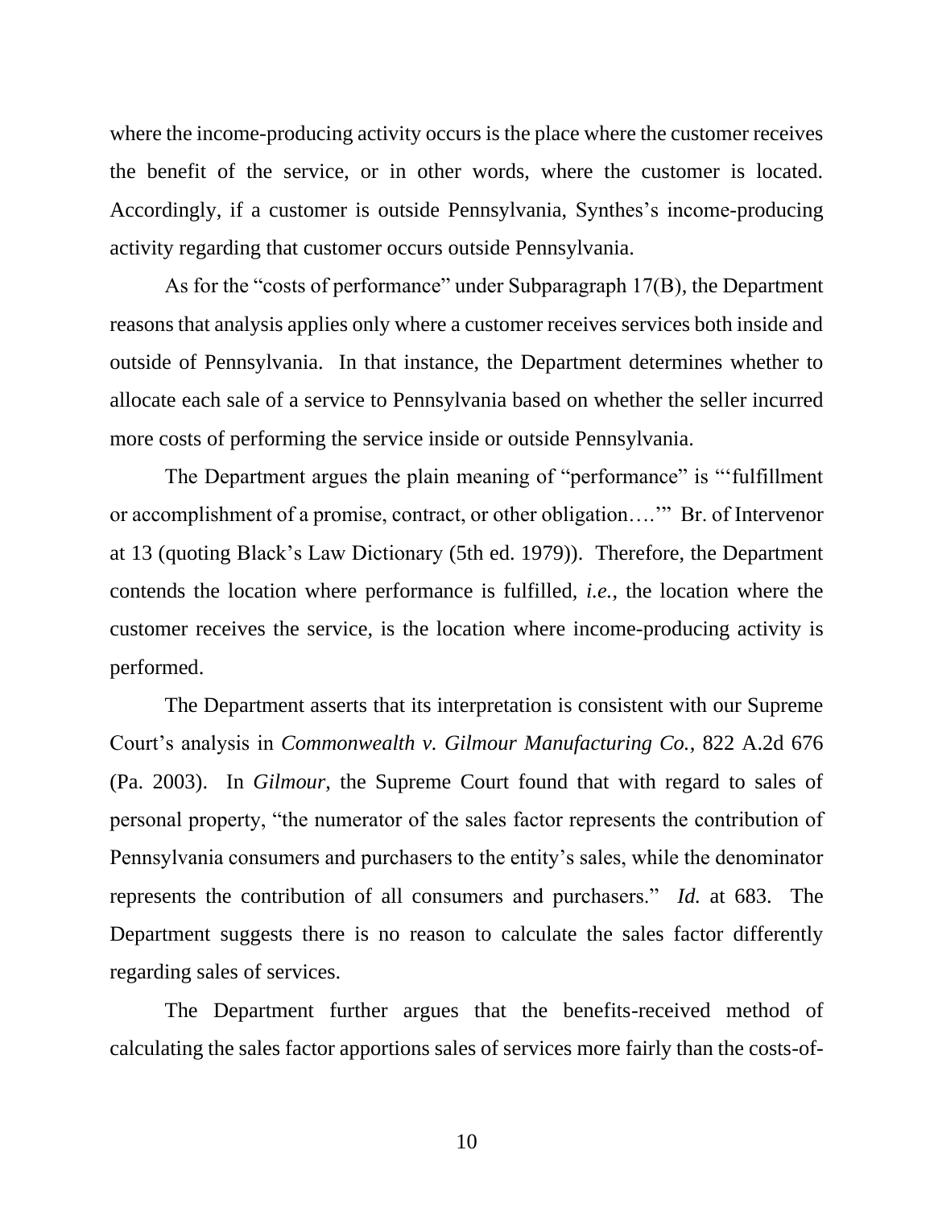where the income-producing activity occurs is the place where the customer receives the benefit of the service, or in other words, where the customer is located. Accordingly, if a customer is outside Pennsylvania, Synthes's income-producing activity regarding that customer occurs outside Pennsylvania.

As for the "costs of performance" under Subparagraph 17(B), the Department reasons that analysis applies only where a customer receives services both inside and outside of Pennsylvania. In that instance, the Department determines whether to allocate each sale of a service to Pennsylvania based on whether the seller incurred more costs of performing the service inside or outside Pennsylvania.

The Department argues the plain meaning of "performance" is "'fulfillment or accomplishment of a promise, contract, or other obligation….'" Br. of Intervenor at 13 (quoting Black's Law Dictionary (5th ed. 1979)). Therefore, the Department contends the location where performance is fulfilled, *i.e.*, the location where the customer receives the service, is the location where income-producing activity is performed.

The Department asserts that its interpretation is consistent with our Supreme Court's analysis in *Commonwealth v. Gilmour Manufacturing Co.*, 822 A.2d 676 (Pa. 2003). In *Gilmour*, the Supreme Court found that with regard to sales of personal property, "the numerator of the sales factor represents the contribution of Pennsylvania consumers and purchasers to the entity's sales, while the denominator represents the contribution of all consumers and purchasers." *Id.* at 683. The Department suggests there is no reason to calculate the sales factor differently regarding sales of services.

The Department further argues that the benefits-received method of calculating the sales factor apportions sales of services more fairly than the costs-of-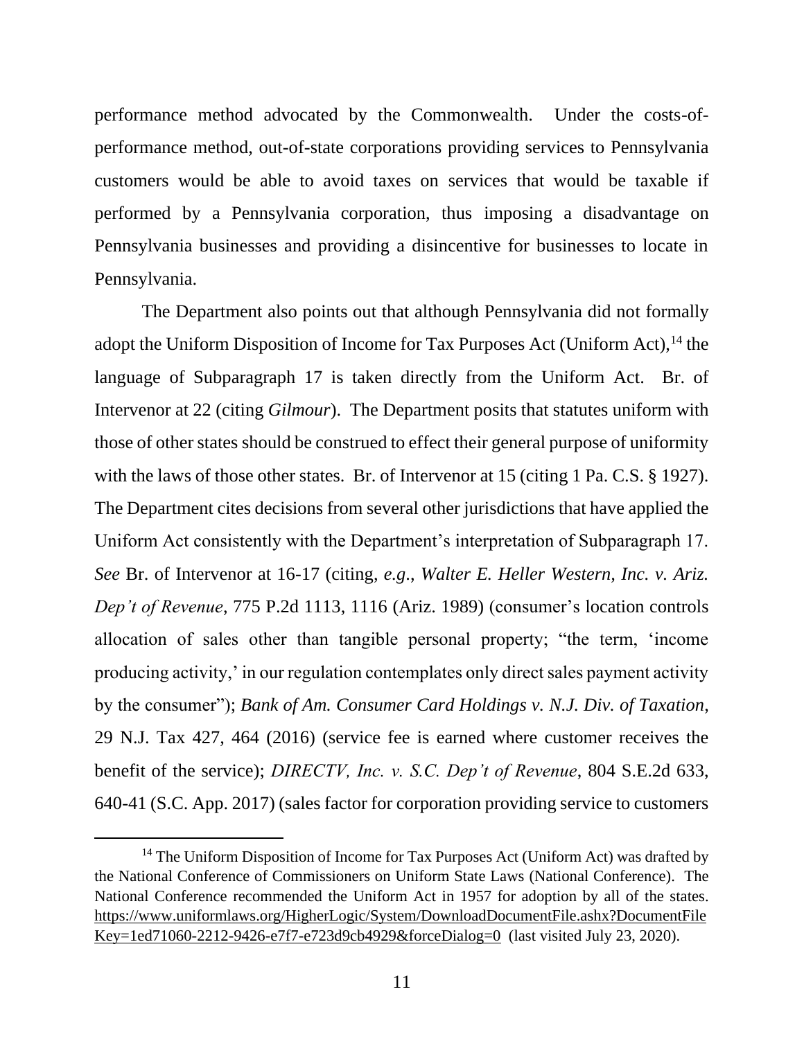performance method advocated by the Commonwealth. Under the costs-of-performance method, out-of-state corporations providing services to Pennsylvania customers would be able to avoid taxes on services that would be taxable if performed by a Pennsylvania corporation, thus imposing a disadvantage on Pennsylvania businesses and providing a disincentive for businesses to locate in Pennsylvania.

The Department also points out that although Pennsylvania did not formally adopt the Uniform Disposition of Income for Tax Purposes Act (Uniform Act),[14] the language of Subparagraph 17 is taken directly from the Uniform Act. Br. of Intervenor at 22 (citing *Gilmour*). The Department posits that statutes uniform with those of other states should be construed to effect their general purpose of uniformity with the laws of those other states. Br. of Intervenor at 15 (citing 1 Pa. C.S. § 1927). The Department cites decisions from several other jurisdictions that have applied the Uniform Act consistently with the Department's interpretation of Subparagraph 17. *See* Br. of Intervenor at 16-17 (citing, *e.g.*, *Walter E. Heller Western, Inc. v. Ariz. Dep't of Revenue*, 775 P.2d 1113, 1116 (Ariz. 1989) (consumer's location controls allocation of sales other than tangible personal property; "the term, 'income producing activity,' in our regulation contemplates only direct sales payment activity by the consumer"); *Bank of Am. Consumer Card Holdings v. N.J. Div. of Taxation*, 29 N.J. Tax 427, 464 (2016) (service fee is earned where customer receives the benefit of the service); *DIRECTV, Inc. v. S.C. Dep't of Revenue*, 804 S.E.2d 633, 640-41 (S.C. App. 2017) (sales factor for corporation providing service to customers

---

[14] The Uniform Disposition of Income for Tax Purposes Act (Uniform Act) was drafted by the National Conference of Commissioners on Uniform State Laws (National Conference). The National Conference recommended the Uniform Act in 1957 for adoption by all of the states. https://www.uniformlaws.org/HigherLogic/System/DownloadDocumentFile.ashx?DocumentFileKey=1ed71060-2212-9426-e7f7-e723d9cb4929&forceDialog=0 (last visited July 23, 2020).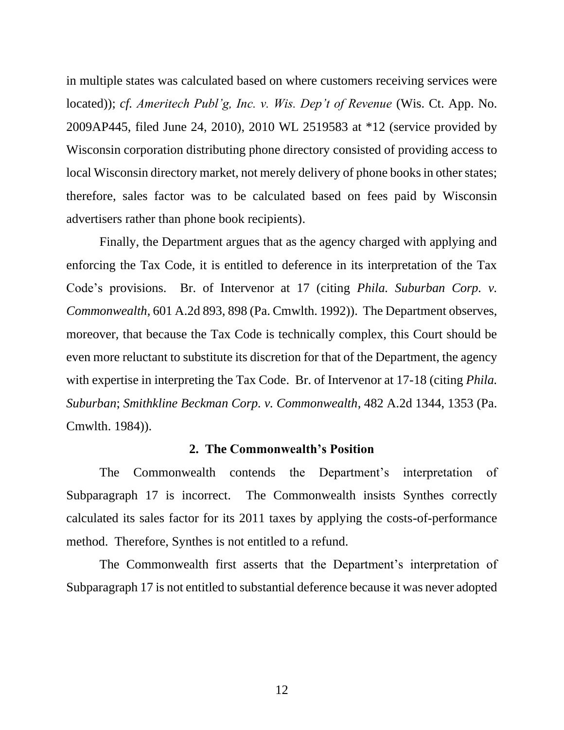in multiple states was calculated based on where customers receiving services were located)); *cf. Ameritech Publ'g, Inc. v. Wis. Dep't of Revenue* (Wis. Ct. App. No. 2009AP445, filed June 24, 2010), 2010 WL 2519583 at *12 (service provided by Wisconsin corporation distributing phone directory consisted of providing access to local Wisconsin directory market, not merely delivery of phone books in other states; therefore, sales factor was to be calculated based on fees paid by Wisconsin advertisers rather than phone book recipients).

Finally, the Department argues that as the agency charged with applying and enforcing the Tax Code, it is entitled to deference in its interpretation of the Tax Code's provisions. Br. of Intervenor at 17 (citing *Phila. Suburban Corp. v. Commonwealth*, 601 A.2d 893, 898 (Pa. Cmwlth. 1992)). The Department observes, moreover, that because the Tax Code is technically complex, this Court should be even more reluctant to substitute its discretion for that of the Department, the agency with expertise in interpreting the Tax Code. Br. of Intervenor at 17-18 (citing *Phila. Suburban*; *Smithkline Beckman Corp. v. Commonwealth*, 482 A.2d 1344, 1353 (Pa. Cmwlth. 1984)).

**2. The Commonwealth's Position**

The Commonwealth contends the Department's interpretation of Subparagraph 17 is incorrect. The Commonwealth insists Synthes correctly calculated its sales factor for its 2011 taxes by applying the costs-of-performance method. Therefore, Synthes is not entitled to a refund.

The Commonwealth first asserts that the Department's interpretation of Subparagraph 17 is not entitled to substantial deference because it was never adopted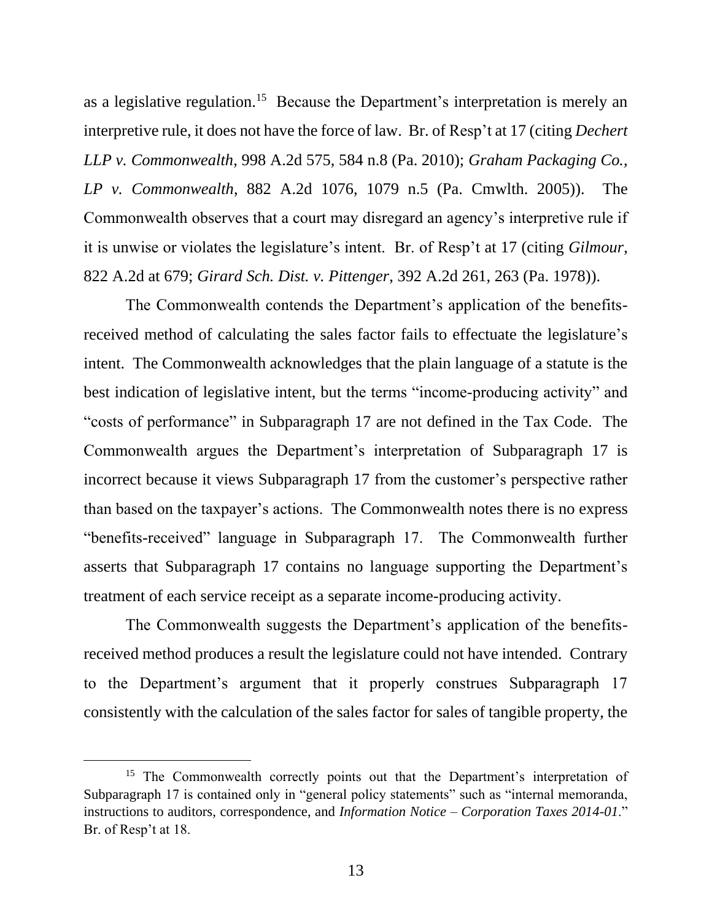as a legislative regulation.[15] Because the Department's interpretation is merely an interpretive rule, it does not have the force of law. Br. of Resp't at 17 (citing *Dechert LLP v. Commonwealth*, 998 A.2d 575, 584 n.8 (Pa. 2010); *Graham Packaging Co., LP v. Commonwealth*, 882 A.2d 1076, 1079 n.5 (Pa. Cmwlth. 2005)). The Commonwealth observes that a court may disregard an agency's interpretive rule if it is unwise or violates the legislature's intent. Br. of Resp't at 17 (citing *Gilmour*, 822 A.2d at 679; *Girard Sch. Dist. v. Pittenger*, 392 A.2d 261, 263 (Pa. 1978)).

The Commonwealth contends the Department's application of the benefits-received method of calculating the sales factor fails to effectuate the legislature's intent. The Commonwealth acknowledges that the plain language of a statute is the best indication of legislative intent, but the terms "income-producing activity" and "costs of performance" in Subparagraph 17 are not defined in the Tax Code. The Commonwealth argues the Department's interpretation of Subparagraph 17 is incorrect because it views Subparagraph 17 from the customer's perspective rather than based on the taxpayer's actions. The Commonwealth notes there is no express "benefits-received" language in Subparagraph 17. The Commonwealth further asserts that Subparagraph 17 contains no language supporting the Department's treatment of each service receipt as a separate income-producing activity.

The Commonwealth suggests the Department's application of the benefits-received method produces a result the legislature could not have intended. Contrary to the Department's argument that it properly construes Subparagraph 17 consistently with the calculation of the sales factor for sales of tangible property, the

[15] The Commonwealth correctly points out that the Department's interpretation of Subparagraph 17 is contained only in "general policy statements" such as "internal memoranda, instructions to auditors, correspondence, and *Information Notice – Corporation Taxes 2014-01*." Br. of Resp't at 18.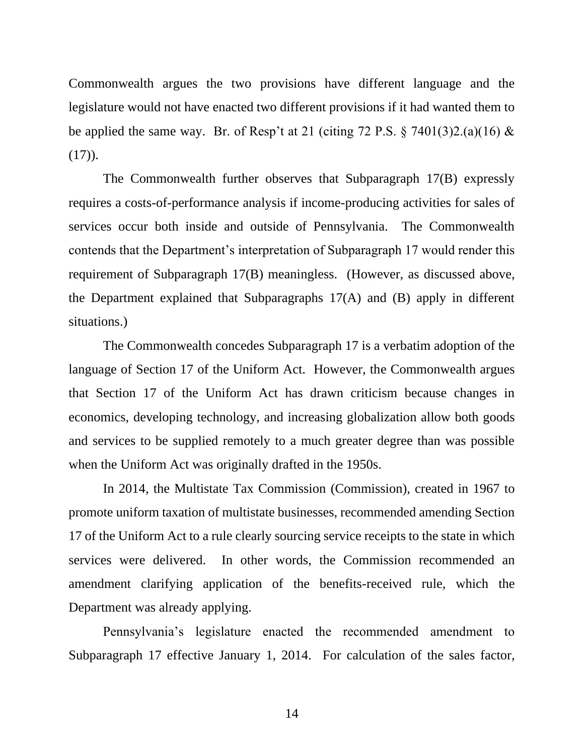Commonwealth argues the two provisions have different language and the legislature would not have enacted two different provisions if it had wanted them to be applied the same way. Br. of Resp't at 21 (citing 72 P.S. § 7401(3)2.(a)(16) & (17)).

The Commonwealth further observes that Subparagraph 17(B) expressly requires a costs-of-performance analysis if income-producing activities for sales of services occur both inside and outside of Pennsylvania. The Commonwealth contends that the Department's interpretation of Subparagraph 17 would render this requirement of Subparagraph 17(B) meaningless. (However, as discussed above, the Department explained that Subparagraphs 17(A) and (B) apply in different situations.)

The Commonwealth concedes Subparagraph 17 is a verbatim adoption of the language of Section 17 of the Uniform Act. However, the Commonwealth argues that Section 17 of the Uniform Act has drawn criticism because changes in economics, developing technology, and increasing globalization allow both goods and services to be supplied remotely to a much greater degree than was possible when the Uniform Act was originally drafted in the 1950s.

In 2014, the Multistate Tax Commission (Commission), created in 1967 to promote uniform taxation of multistate businesses, recommended amending Section 17 of the Uniform Act to a rule clearly sourcing service receipts to the state in which services were delivered. In other words, the Commission recommended an amendment clarifying application of the benefits-received rule, which the Department was already applying.

Pennsylvania's legislature enacted the recommended amendment to Subparagraph 17 effective January 1, 2014. For calculation of the sales factor,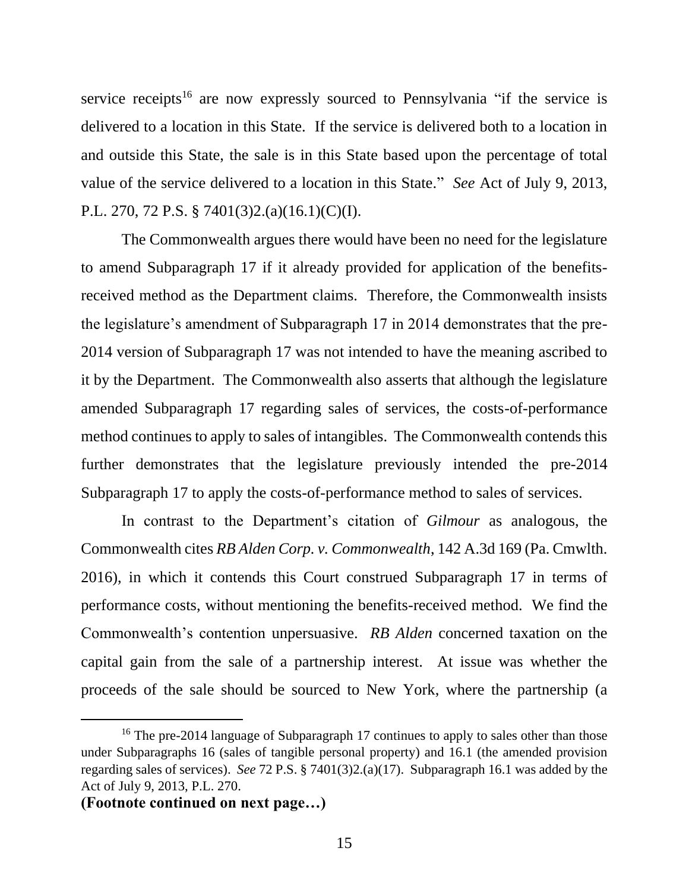service receipts[16] are now expressly sourced to Pennsylvania "if the service is delivered to a location in this State. If the service is delivered both to a location in and outside this State, the sale is in this State based upon the percentage of total value of the service delivered to a location in this State." *See* Act of July 9, 2013, P.L. 270, 72 P.S. § 7401(3)2.(a)(16.1)(C)(I).

The Commonwealth argues there would have been no need for the legislature to amend Subparagraph 17 if it already provided for application of the benefits-received method as the Department claims. Therefore, the Commonwealth insists the legislature's amendment of Subparagraph 17 in 2014 demonstrates that the pre-2014 version of Subparagraph 17 was not intended to have the meaning ascribed to it by the Department. The Commonwealth also asserts that although the legislature amended Subparagraph 17 regarding sales of services, the costs-of-performance method continues to apply to sales of intangibles. The Commonwealth contends this further demonstrates that the legislature previously intended the pre-2014 Subparagraph 17 to apply the costs-of-performance method to sales of services.

In contrast to the Department's citation of *Gilmour* as analogous, the Commonwealth cites *RB Alden Corp. v. Commonwealth*, 142 A.3d 169 (Pa. Cmwlth. 2016), in which it contends this Court construed Subparagraph 17 in terms of performance costs, without mentioning the benefits-received method. We find the Commonwealth's contention unpersuasive. *RB Alden* concerned taxation on the capital gain from the sale of a partnership interest. At issue was whether the proceeds of the sale should be sourced to New York, where the partnership (a

---

[16] The pre-2014 language of Subparagraph 17 continues to apply to sales other than those under Subparagraphs 16 (sales of tangible personal property) and 16.1 (the amended provision regarding sales of services). *See* 72 P.S. § 7401(3)2.(a)(17). Subparagraph 16.1 was added by the Act of July 9, 2013, P.L. 270.

**(Footnote continued on next page…)**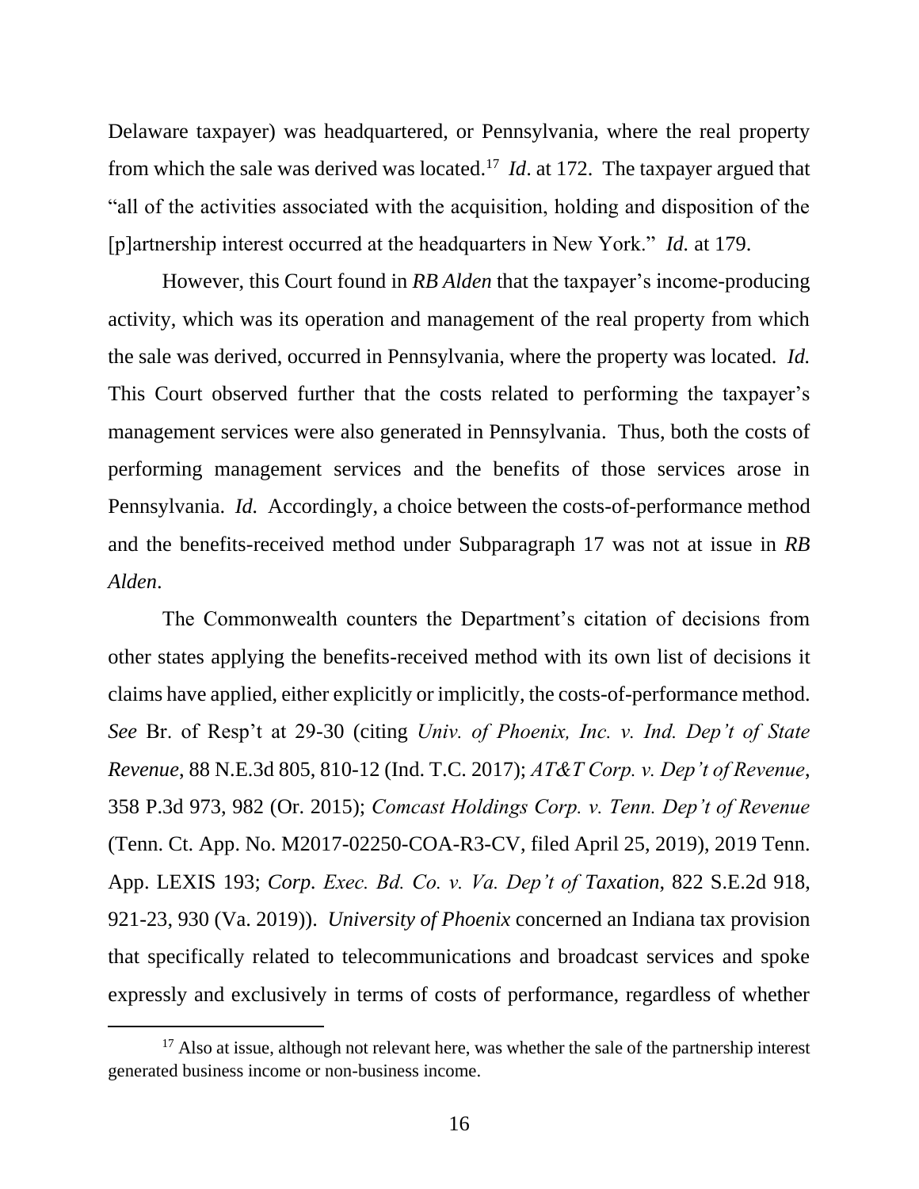Delaware taxpayer) was headquartered, or Pennsylvania, where the real property from which the sale was derived was located.[17] *Id*. at 172. The taxpayer argued that "all of the activities associated with the acquisition, holding and disposition of the [p]artnership interest occurred at the headquarters in New York." *Id.* at 179.

However, this Court found in *RB Alden* that the taxpayer's income-producing activity, which was its operation and management of the real property from which the sale was derived, occurred in Pennsylvania, where the property was located. *Id.* This Court observed further that the costs related to performing the taxpayer's management services were also generated in Pennsylvania. Thus, both the costs of performing management services and the benefits of those services arose in Pennsylvania. *Id.* Accordingly, a choice between the costs-of-performance method and the benefits-received method under Subparagraph 17 was not at issue in *RB Alden*.

The Commonwealth counters the Department's citation of decisions from other states applying the benefits-received method with its own list of decisions it claims have applied, either explicitly or implicitly, the costs-of-performance method. *See* Br. of Resp't at 29-30 (citing *Univ. of Phoenix, Inc. v. Ind. Dep't of State Revenue*, 88 N.E.3d 805, 810-12 (Ind. T.C. 2017); *AT&T Corp. v. Dep't of Revenue*, 358 P.3d 973, 982 (Or. 2015); *Comcast Holdings Corp. v. Tenn. Dep't of Revenue* (Tenn. Ct. App. No. M2017-02250-COA-R3-CV, filed April 25, 2019), 2019 Tenn. App. LEXIS 193; *Corp. Exec. Bd. Co. v. Va. Dep't of Taxation*, 822 S.E.2d 918, 921-23, 930 (Va. 2019)). *University of Phoenix* concerned an Indiana tax provision that specifically related to telecommunications and broadcast services and spoke expressly and exclusively in terms of costs of performance, regardless of whether

[17] Also at issue, although not relevant here, was whether the sale of the partnership interest generated business income or non-business income.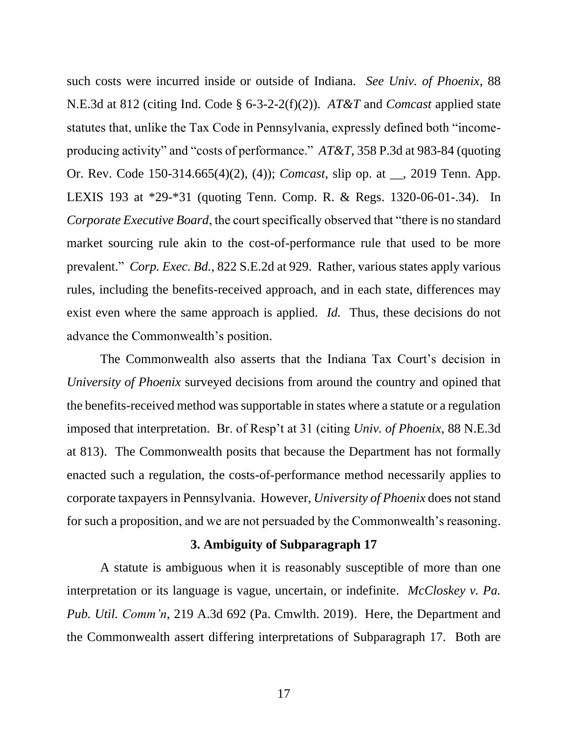such costs were incurred inside or outside of Indiana. *See Univ. of Phoenix*, 88 N.E.3d at 812 (citing Ind. Code § 6-3-2-2(f)(2)). *AT&T* and *Comcast* applied state statutes that, unlike the Tax Code in Pennsylvania, expressly defined both "income-producing activity" and "costs of performance." *AT&T*, 358 P.3d at 983-84 (quoting Or. Rev. Code 150-314.665(4)(2), (4)); *Comcast*, slip op. at __, 2019 Tenn. App. LEXIS 193 at *29-*31 (quoting Tenn. Comp. R. & Regs. 1320-06-01-.34). In *Corporate Executive Board*, the court specifically observed that "there is no standard market sourcing rule akin to the cost-of-performance rule that used to be more prevalent." *Corp. Exec. Bd.*, 822 S.E.2d at 929. Rather, various states apply various rules, including the benefits-received approach, and in each state, differences may exist even where the same approach is applied. *Id.* Thus, these decisions do not advance the Commonwealth's position.

The Commonwealth also asserts that the Indiana Tax Court's decision in *University of Phoenix* surveyed decisions from around the country and opined that the benefits-received method was supportable in states where a statute or a regulation imposed that interpretation. Br. of Resp't at 31 (citing *Univ. of Phoenix*, 88 N.E.3d at 813). The Commonwealth posits that because the Department has not formally enacted such a regulation, the costs-of-performance method necessarily applies to corporate taxpayers in Pennsylvania. However, *University of Phoenix* does not stand for such a proposition, and we are not persuaded by the Commonwealth's reasoning.

**3. Ambiguity of Subparagraph 17**

A statute is ambiguous when it is reasonably susceptible of more than one interpretation or its language is vague, uncertain, or indefinite. *McCloskey v. Pa. Pub. Util. Comm'n*, 219 A.3d 692 (Pa. Cmwlth. 2019). Here, the Department and the Commonwealth assert differing interpretations of Subparagraph 17. Both are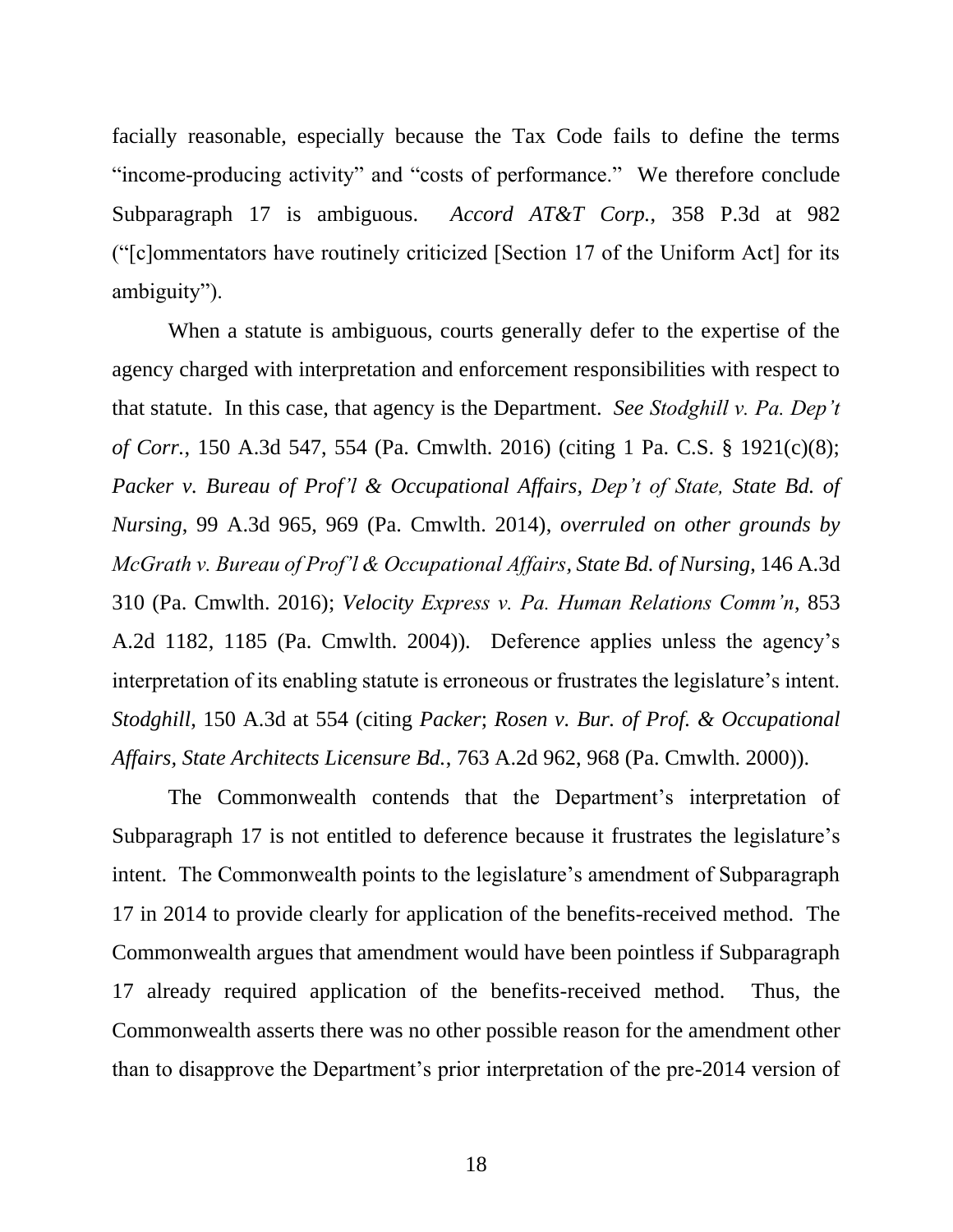facially reasonable, especially because the Tax Code fails to define the terms "income-producing activity" and "costs of performance." We therefore conclude Subparagraph 17 is ambiguous. *Accord AT&T Corp.*, 358 P.3d at 982 ("[c]ommentators have routinely criticized [Section 17 of the Uniform Act] for its ambiguity").

When a statute is ambiguous, courts generally defer to the expertise of the agency charged with interpretation and enforcement responsibilities with respect to that statute. In this case, that agency is the Department. *See Stodghill v. Pa. Dep't of Corr.*, 150 A.3d 547, 554 (Pa. Cmwlth. 2016) (citing 1 Pa. C.S. § 1921(c)(8); *Packer v. Bureau of Prof'l & Occupational Affairs, Dep't of State, State Bd. of Nursing*, 99 A.3d 965, 969 (Pa. Cmwlth. 2014), *overruled on other grounds by McGrath v. Bureau of Prof'l & Occupational Affairs, State Bd. of Nursing*, 146 A.3d 310 (Pa. Cmwlth. 2016); *Velocity Express v. Pa. Human Relations Comm'n*, 853 A.2d 1182, 1185 (Pa. Cmwlth. 2004)). Deference applies unless the agency's interpretation of its enabling statute is erroneous or frustrates the legislature's intent. *Stodghill*, 150 A.3d at 554 (citing *Packer*; *Rosen v. Bur. of Prof. & Occupational Affairs, State Architects Licensure Bd.*, 763 A.2d 962, 968 (Pa. Cmwlth. 2000)).

The Commonwealth contends that the Department's interpretation of Subparagraph 17 is not entitled to deference because it frustrates the legislature's intent. The Commonwealth points to the legislature's amendment of Subparagraph 17 in 2014 to provide clearly for application of the benefits-received method. The Commonwealth argues that amendment would have been pointless if Subparagraph 17 already required application of the benefits-received method. Thus, the Commonwealth asserts there was no other possible reason for the amendment other than to disapprove the Department's prior interpretation of the pre-2014 version of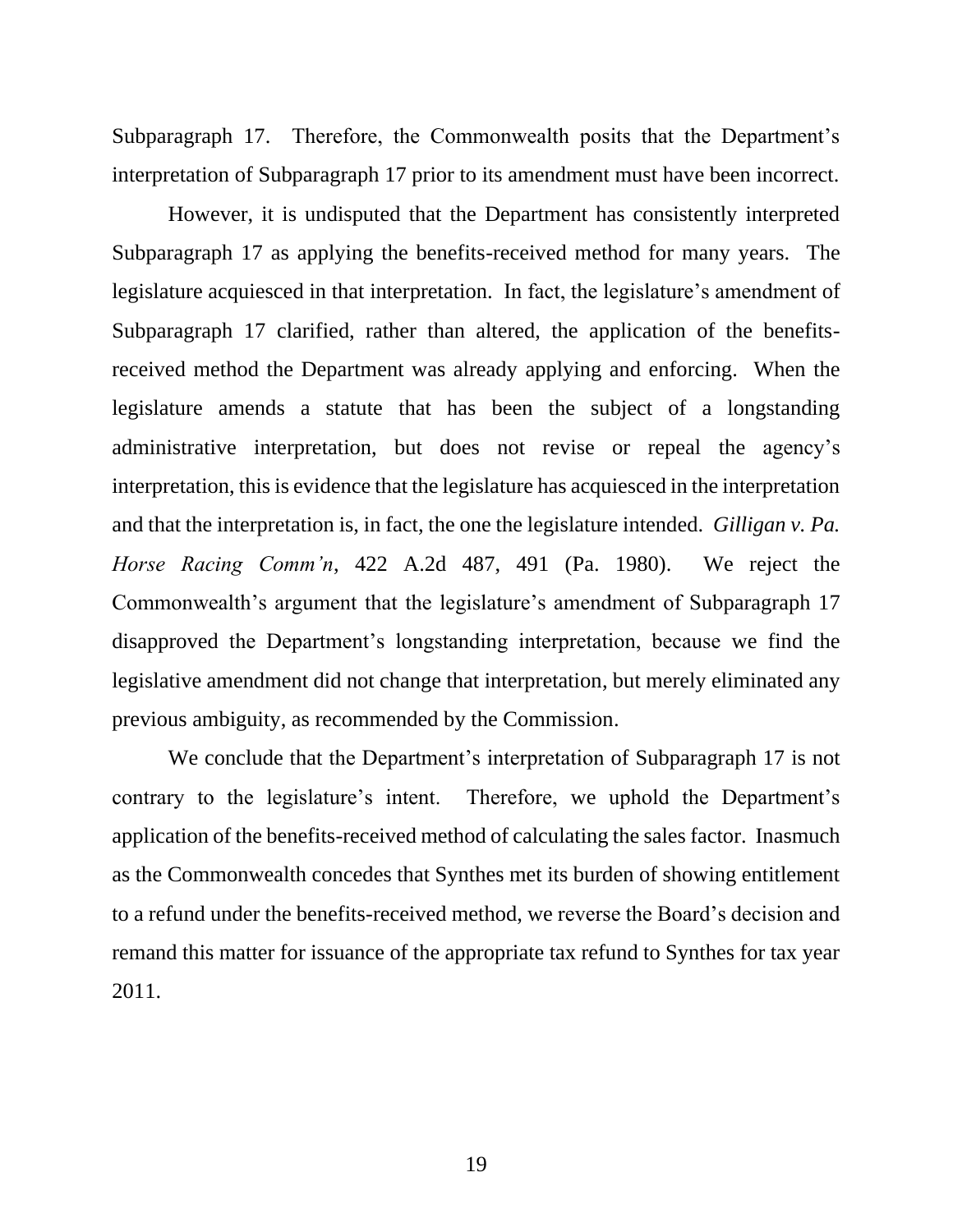Subparagraph 17. Therefore, the Commonwealth posits that the Department's interpretation of Subparagraph 17 prior to its amendment must have been incorrect.

However, it is undisputed that the Department has consistently interpreted Subparagraph 17 as applying the benefits-received method for many years. The legislature acquiesced in that interpretation. In fact, the legislature's amendment of Subparagraph 17 clarified, rather than altered, the application of the benefits-received method the Department was already applying and enforcing. When the legislature amends a statute that has been the subject of a longstanding administrative interpretation, but does not revise or repeal the agency's interpretation, this is evidence that the legislature has acquiesced in the interpretation and that the interpretation is, in fact, the one the legislature intended. *Gilligan v. Pa. Horse Racing Comm'n*, 422 A.2d 487, 491 (Pa. 1980). We reject the Commonwealth's argument that the legislature's amendment of Subparagraph 17 disapproved the Department's longstanding interpretation, because we find the legislative amendment did not change that interpretation, but merely eliminated any previous ambiguity, as recommended by the Commission.

We conclude that the Department's interpretation of Subparagraph 17 is not contrary to the legislature's intent. Therefore, we uphold the Department's application of the benefits-received method of calculating the sales factor. Inasmuch as the Commonwealth concedes that Synthes met its burden of showing entitlement to a refund under the benefits-received method, we reverse the Board's decision and remand this matter for issuance of the appropriate tax refund to Synthes for tax year 2011.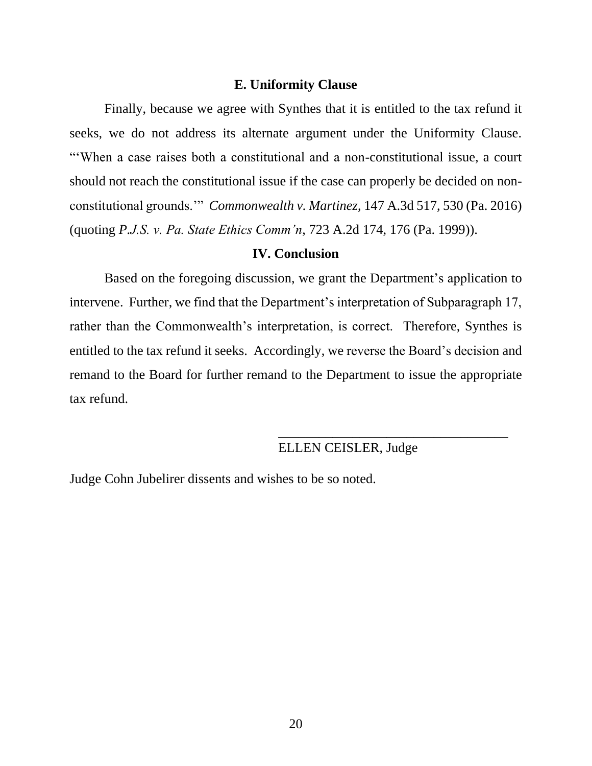### E. Uniformity Clause

Finally, because we agree with Synthes that it is entitled to the tax refund it seeks, we do not address its alternate argument under the Uniformity Clause. "'When a case raises both a constitutional and a non-constitutional issue, a court should not reach the constitutional issue if the case can properly be decided on non-constitutional grounds.'" *Commonwealth v. Martinez*, 147 A.3d 517, 530 (Pa. 2016) (quoting *P.J.S. v. Pa. State Ethics Comm'n*, 723 A.2d 174, 176 (Pa. 1999)).

### IV. Conclusion

Based on the foregoing discussion, we grant the Department's application to intervene. Further, we find that the Department's interpretation of Subparagraph 17, rather than the Commonwealth's interpretation, is correct. Therefore, Synthes is entitled to the tax refund it seeks. Accordingly, we reverse the Board's decision and remand to the Board for further remand to the Department to issue the appropriate tax refund.

ELLEN CEISLER, Judge

Judge Cohn Jubelirer dissents and wishes to be so noted.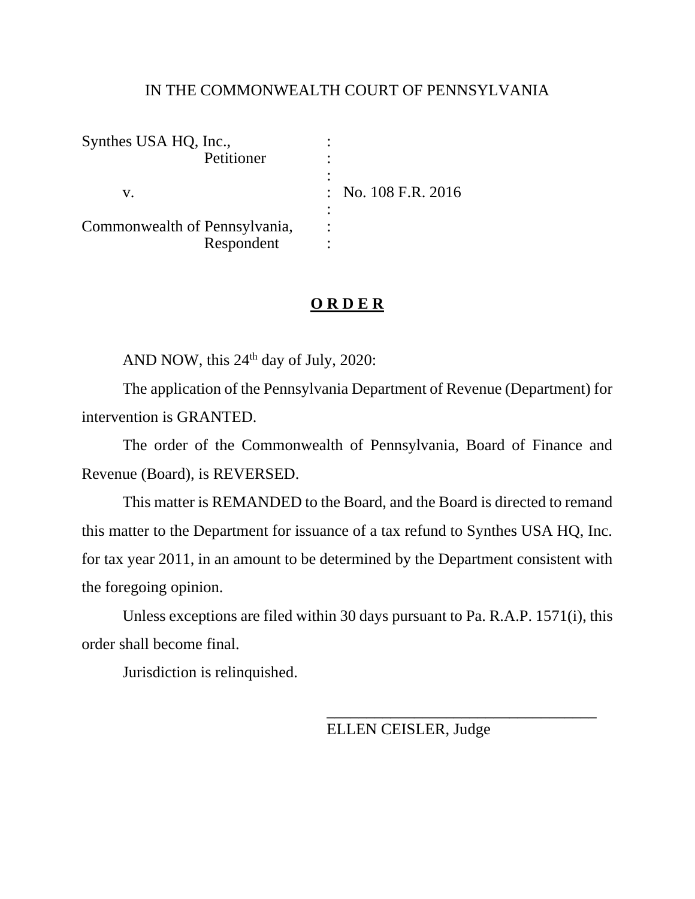IN THE COMMONWEALTH COURT OF PENNSYLVANIA

| | | |
|---|---|---|
| Synthes USA HQ, Inc., | : | |
| Petitioner | : | |
| | : | |
| v. | : | No. 108 F.R. 2016 |
| | : | |
| Commonwealth of Pennsylvania, | : | |
| Respondent | : | |

**O R D E R**

AND NOW, this 24th day of July, 2020:

The application of the Pennsylvania Department of Revenue (Department) for intervention is GRANTED.

The order of the Commonwealth of Pennsylvania, Board of Finance and Revenue (Board), is REVERSED.

This matter is REMANDED to the Board, and the Board is directed to remand this matter to the Department for issuance of a tax refund to Synthes USA HQ, Inc. for tax year 2011, in an amount to be determined by the Department consistent with the foregoing opinion.

Unless exceptions are filed within 30 days pursuant to Pa. R.A.P. 1571(i), this order shall become final.

Jurisdiction is relinquished.

\_\_\_\_\_\_\_\_\_\_\_\_\_\_\_\_\_\_\_\_\_\_\_\_\_\_\_\_\_\_\_\_\_\_

ELLEN CEISLER, Judge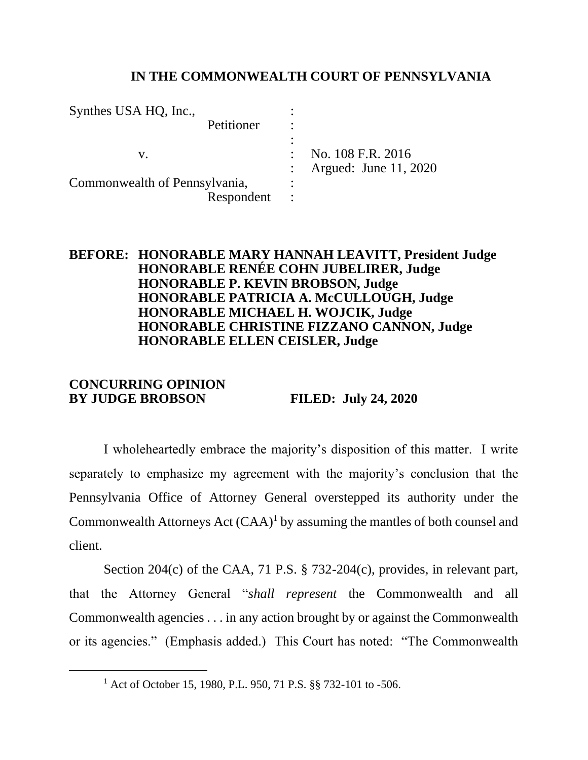**IN THE COMMONWEALTH COURT OF PENNSYLVANIA**

| | | |
|---|---|---|
| Synthes USA HQ, Inc., | : | |
| Petitioner | : | |
| | : | |
| v. | : | No. 108 F.R. 2016 |
| | : | Argued: June 11, 2020 |
| Commonwealth of Pennsylvania, | : | |
| Respondent | : | |

**BEFORE: HONORABLE MARY HANNAH LEAVITT, President Judge**
**HONORABLE RENÉE COHN JUBELIRER, Judge**
**HONORABLE P. KEVIN BROBSON, Judge**
**HONORABLE PATRICIA A. McCULLOUGH, Judge**
**HONORABLE MICHAEL H. WOJCIK, Judge**
**HONORABLE CHRISTINE FIZZANO CANNON, Judge**
**HONORABLE ELLEN CEISLER, Judge**

**CONCURRING OPINION BY JUDGE BROBSON** **FILED: July 24, 2020**

I wholeheartedly embrace the majority's disposition of this matter. I write separately to emphasize my agreement with the majority's conclusion that the Pennsylvania Office of Attorney General overstepped its authority under the Commonwealth Attorneys Act (CAA)[1] by assuming the mantles of both counsel and client.

Section 204(c) of the CAA, 71 P.S. § 732-204(c), provides, in relevant part, that the Attorney General "*shall represent* the Commonwealth and all Commonwealth agencies . . . in any action brought by or against the Commonwealth or its agencies." (Emphasis added.) This Court has noted: "The Commonwealth

[1] Act of October 15, 1980, P.L. 950, 71 P.S. §§ 732-101 to -506.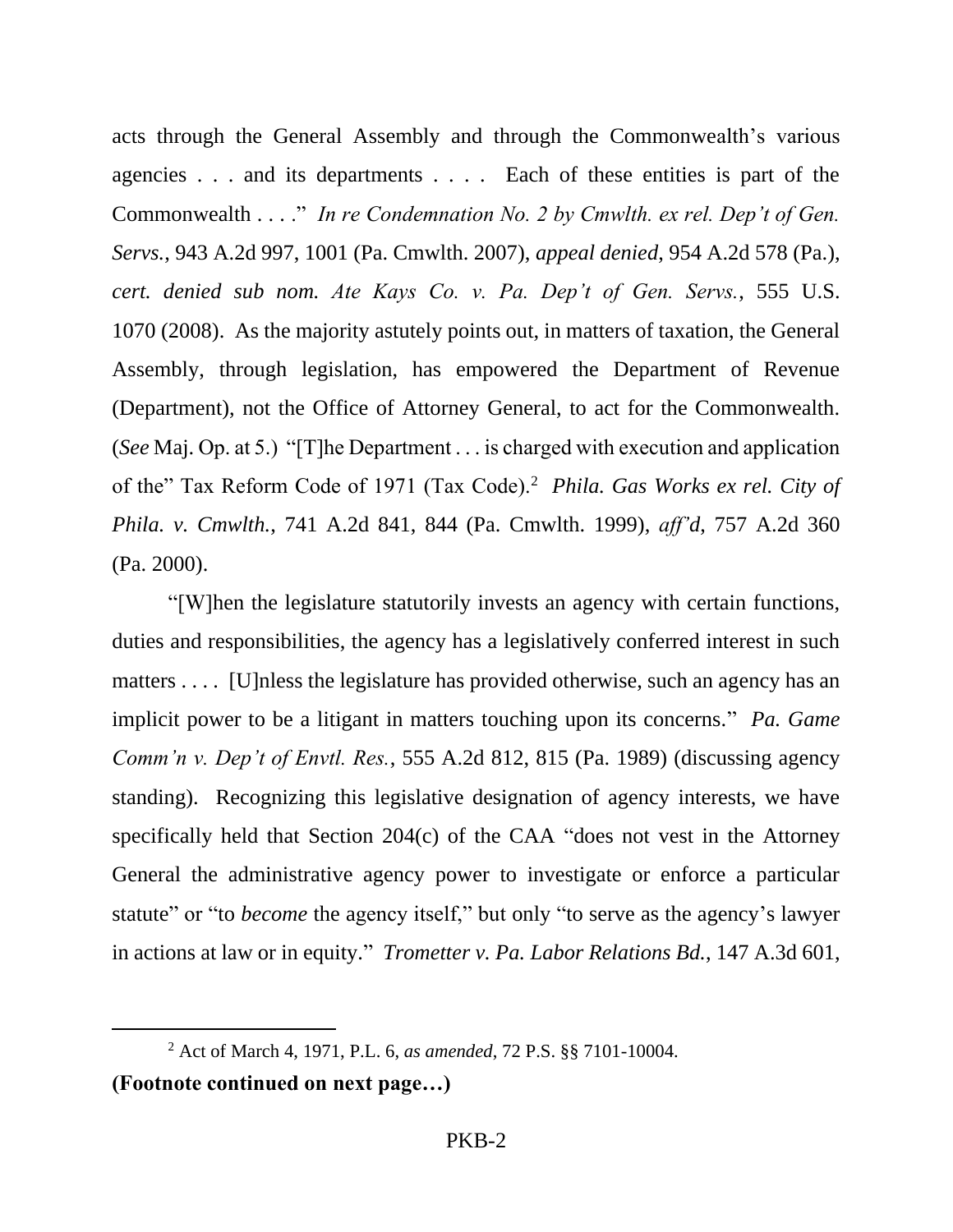acts through the General Assembly and through the Commonwealth's various agencies . . . and its departments . . . . Each of these entities is part of the Commonwealth . . . ." *In re Condemnation No. 2 by Cmwlth. ex rel. Dep't of Gen. Servs.*, 943 A.2d 997, 1001 (Pa. Cmwlth. 2007), *appeal denied*, 954 A.2d 578 (Pa.), *cert. denied sub nom. Ate Kays Co. v. Pa. Dep't of Gen. Servs.*, 555 U.S. 1070 (2008). As the majority astutely points out, in matters of taxation, the General Assembly, through legislation, has empowered the Department of Revenue (Department), not the Office of Attorney General, to act for the Commonwealth. (*See* Maj. Op. at 5.) "[T]he Department . . . is charged with execution and application of the" Tax Reform Code of 1971 (Tax Code).[2] *Phila. Gas Works ex rel. City of Phila. v. Cmwlth.*, 741 A.2d 841, 844 (Pa. Cmwlth. 1999), *aff'd*, 757 A.2d 360 (Pa. 2000).

"[W]hen the legislature statutorily invests an agency with certain functions, duties and responsibilities, the agency has a legislatively conferred interest in such matters . . . . [U]nless the legislature has provided otherwise, such an agency has an implicit power to be a litigant in matters touching upon its concerns." *Pa. Game Comm'n v. Dep't of Envtl. Res.*, 555 A.2d 812, 815 (Pa. 1989) (discussing agency standing). Recognizing this legislative designation of agency interests, we have specifically held that Section 204(c) of the CAA "does not vest in the Attorney General the administrative agency power to investigate or enforce a particular statute" or "to *become* the agency itself," but only "to serve as the agency's lawyer in actions at law or in equity." *Trometter v. Pa. Labor Relations Bd.*, 147 A.3d 601,

[2] Act of March 4, 1971, P.L. 6, *as amended*, 72 P.S. §§ 7101-10004.

**(Footnote continued on next page…)**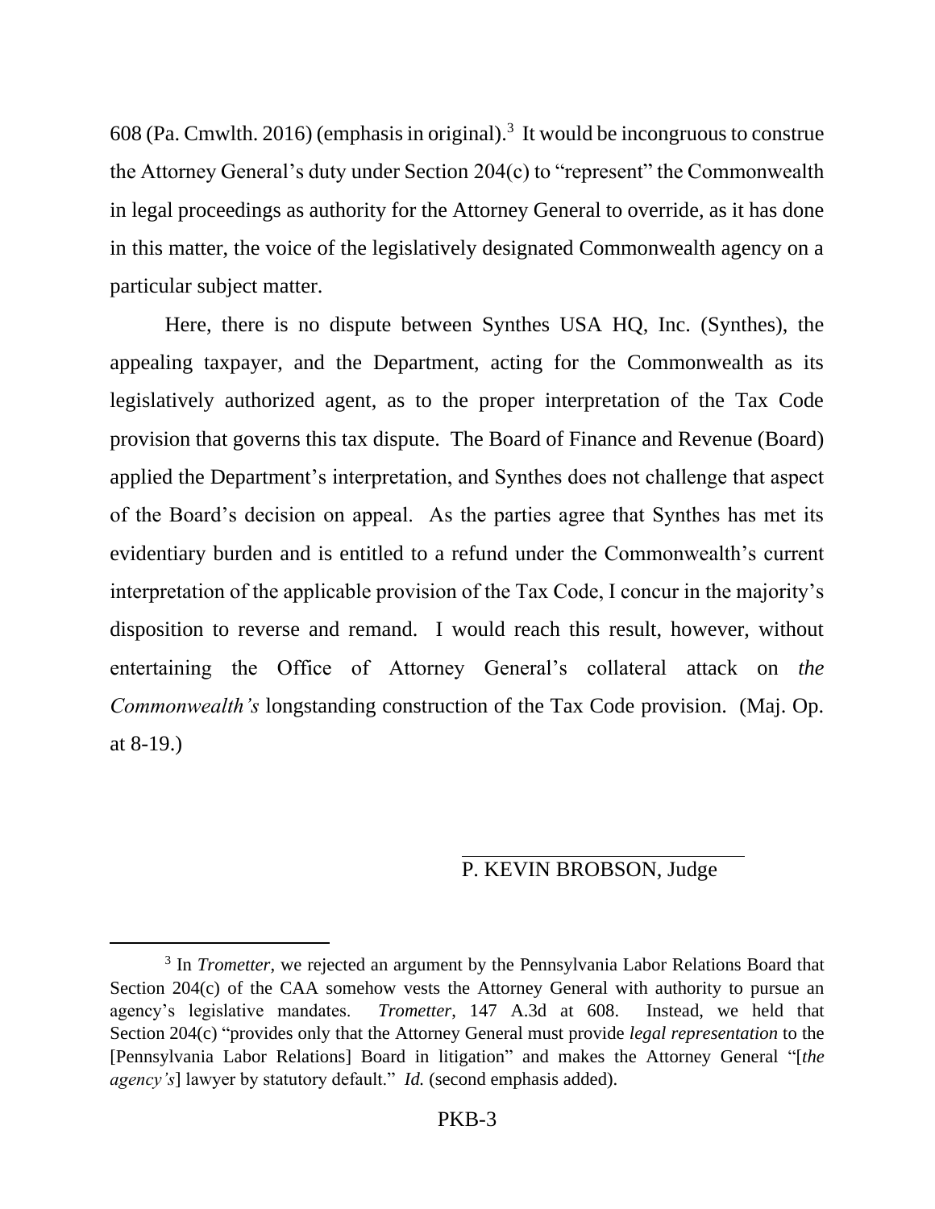608 (Pa. Cmwlth. 2016) (emphasis in original).[3] It would be incongruous to construe the Attorney General's duty under Section 204(c) to "represent" the Commonwealth in legal proceedings as authority for the Attorney General to override, as it has done in this matter, the voice of the legislatively designated Commonwealth agency on a particular subject matter.

Here, there is no dispute between Synthes USA HQ, Inc. (Synthes), the appealing taxpayer, and the Department, acting for the Commonwealth as its legislatively authorized agent, as to the proper interpretation of the Tax Code provision that governs this tax dispute. The Board of Finance and Revenue (Board) applied the Department's interpretation, and Synthes does not challenge that aspect of the Board's decision on appeal. As the parties agree that Synthes has met its evidentiary burden and is entitled to a refund under the Commonwealth's current interpretation of the applicable provision of the Tax Code, I concur in the majority's disposition to reverse and remand. I would reach this result, however, without entertaining the Office of Attorney General's collateral attack on *the Commonwealth's* longstanding construction of the Tax Code provision. (Maj. Op. at 8-19.)

P. KEVIN BROBSON, Judge

---

[3] In *Trometter*, we rejected an argument by the Pennsylvania Labor Relations Board that Section 204(c) of the CAA somehow vests the Attorney General with authority to pursue an agency's legislative mandates. *Trometter*, 147 A.3d at 608. Instead, we held that Section 204(c) "provides only that the Attorney General must provide *legal representation* to the [Pennsylvania Labor Relations] Board in litigation" and makes the Attorney General "[*the agency's*] lawyer by statutory default." *Id.* (second emphasis added).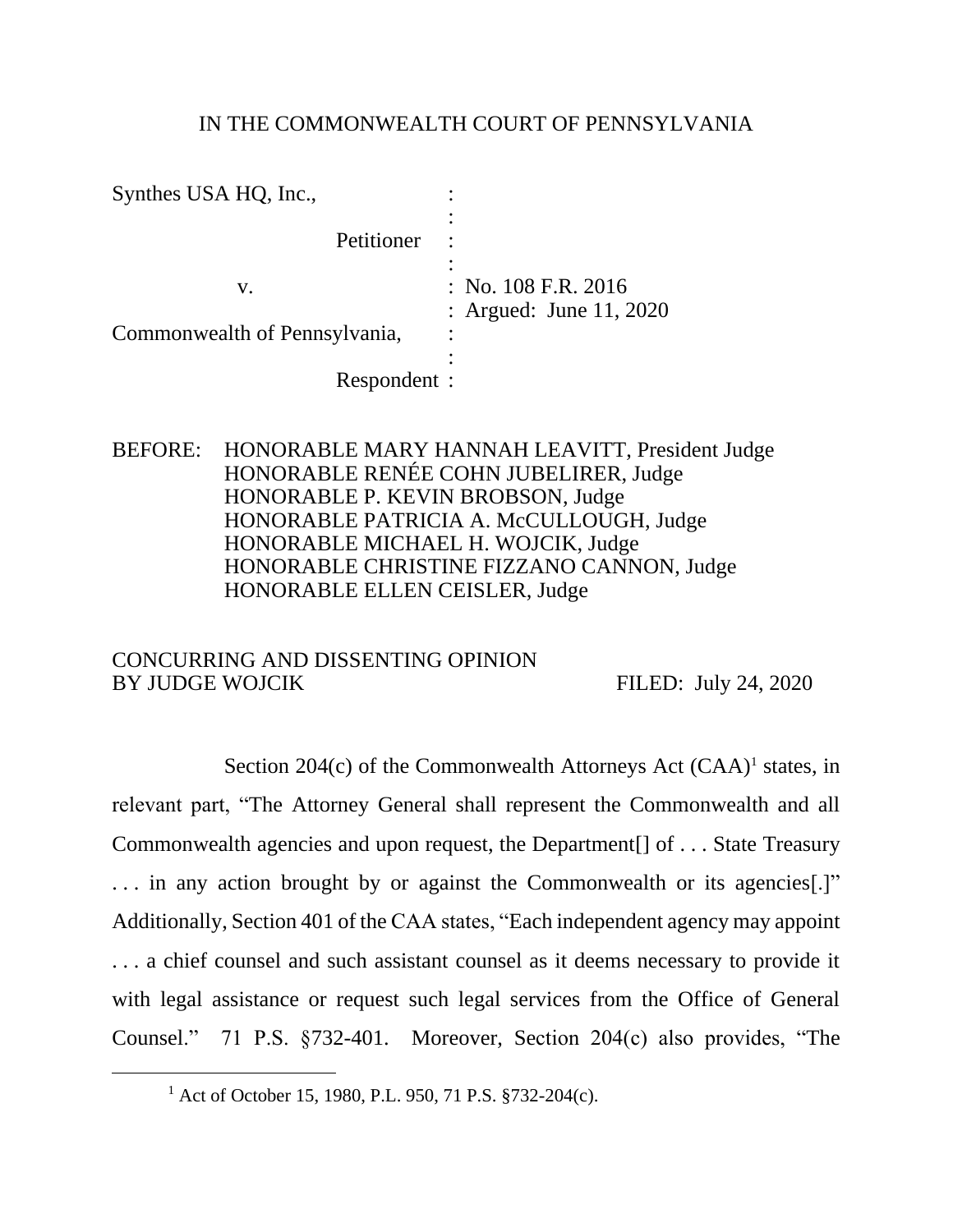IN THE COMMONWEALTH COURT OF PENNSYLVANIA

| | | |
|---|---|---|
| Synthes USA HQ, Inc., | : | |
| Petitioner | : | |
| v. | : | No. 108 F.R. 2016 |
| | : | Argued: June 11, 2020 |
| Commonwealth of Pennsylvania, | : | |
| Respondent | : | |

BEFORE: HONORABLE MARY HANNAH LEAVITT, President Judge
HONORABLE RENÉE COHN JUBELIRER, Judge
HONORABLE P. KEVIN BROBSON, Judge
HONORABLE PATRICIA A. McCULLOUGH, Judge
HONORABLE MICHAEL H. WOJCIK, Judge
HONORABLE CHRISTINE FIZZANO CANNON, Judge
HONORABLE ELLEN CEISLER, Judge

CONCURRING AND DISSENTING OPINION
BY JUDGE WOJCIK FILED: July 24, 2020

Section 204(c) of the Commonwealth Attorneys Act (CAA)[1] states, in relevant part, "The Attorney General shall represent the Commonwealth and all Commonwealth agencies and upon request, the Department[] of . . . State Treasury . . . in any action brought by or against the Commonwealth or its agencies[.]" Additionally, Section 401 of the CAA states, "Each independent agency may appoint . . . a chief counsel and such assistant counsel as it deems necessary to provide it with legal assistance or request such legal services from the Office of General Counsel." 71 P.S. §732-401. Moreover, Section 204(c) also provides, "The

---

[1] Act of October 15, 1980, P.L. 950, 71 P.S. §732-204(c).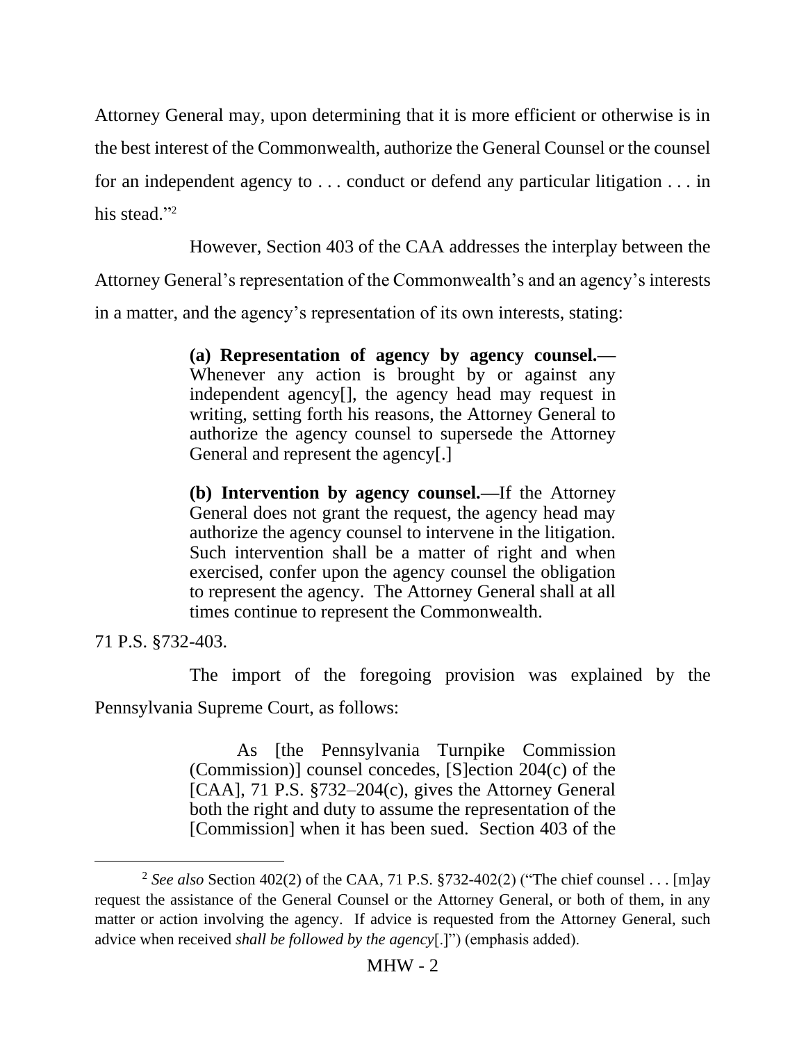Attorney General may, upon determining that it is more efficient or otherwise is in the best interest of the Commonwealth, authorize the General Counsel or the counsel for an independent agency to . . . conduct or defend any particular litigation . . . in his stead."[2]

However, Section 403 of the CAA addresses the interplay between the Attorney General's representation of the Commonwealth's and an agency's interests in a matter, and the agency's representation of its own interests, stating:

> **(a) Representation of agency by agency counsel.—** Whenever any action is brought by or against any independent agency[], the agency head may request in writing, setting forth his reasons, the Attorney General to authorize the agency counsel to supersede the Attorney General and represent the agency[.]
>
> **(b) Intervention by agency counsel.—**If the Attorney General does not grant the request, the agency head may authorize the agency counsel to intervene in the litigation. Such intervention shall be a matter of right and when exercised, confer upon the agency counsel the obligation to represent the agency. The Attorney General shall at all times continue to represent the Commonwealth.

71 P.S. §732-403.

The import of the foregoing provision was explained by the Pennsylvania Supreme Court, as follows:

> As [the Pennsylvania Turnpike Commission (Commission)] counsel concedes, [S]ection 204(c) of the [CAA], 71 P.S. §732–204(c), gives the Attorney General both the right and duty to assume the representation of the [Commission] when it has been sued. Section 403 of the

---

[2] *See also* Section 402(2) of the CAA, 71 P.S. §732-402(2) ("The chief counsel . . . [m]ay request the assistance of the General Counsel or the Attorney General, or both of them, in any matter or action involving the agency. If advice is requested from the Attorney General, such advice when received *shall be followed by the agency*[.]") (emphasis added).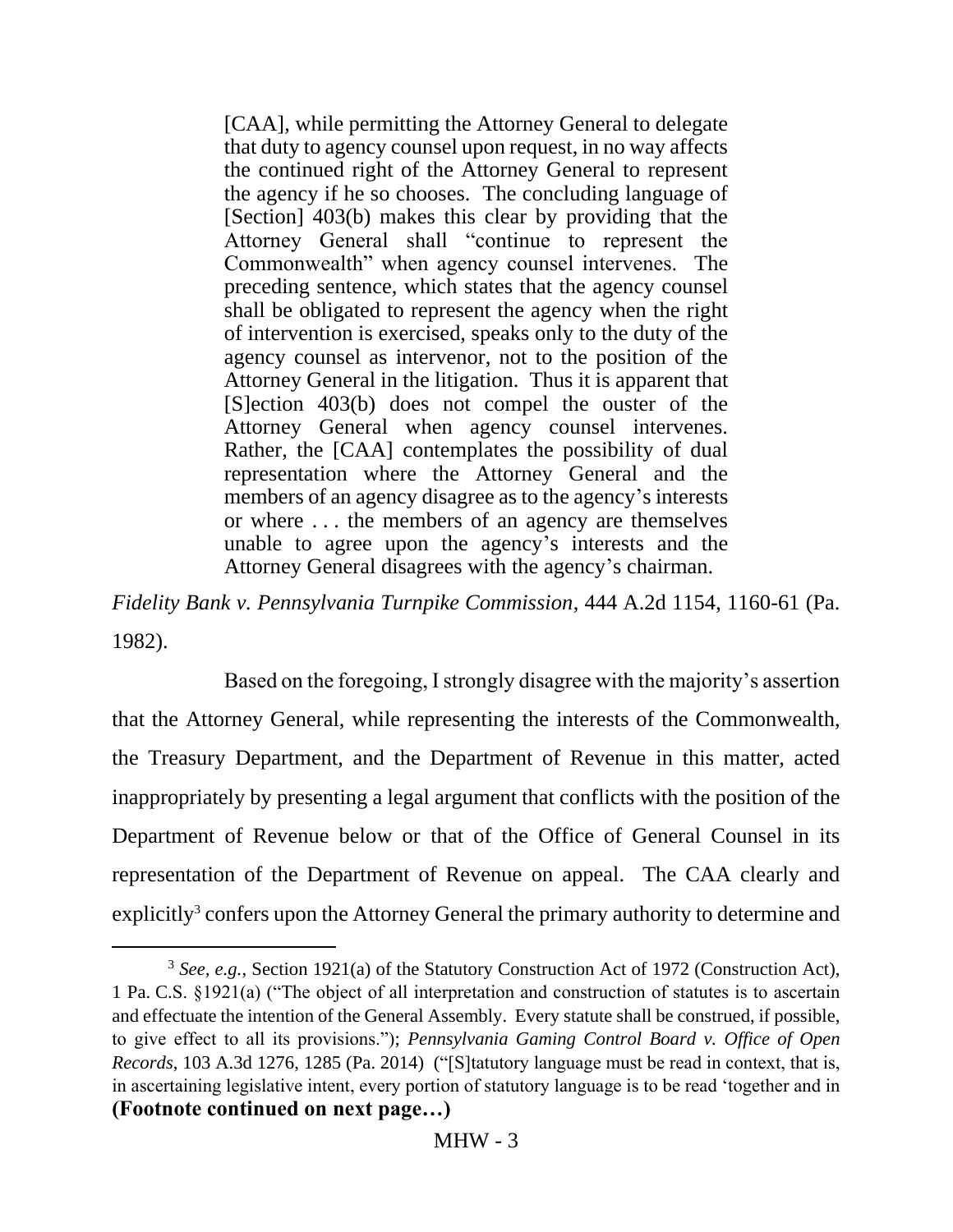> [CAA], while permitting the Attorney General to delegate that duty to agency counsel upon request, in no way affects the continued right of the Attorney General to represent the agency if he so chooses. The concluding language of [Section] 403(b) makes this clear by providing that the Attorney General shall "continue to represent the Commonwealth" when agency counsel intervenes. The preceding sentence, which states that the agency counsel shall be obligated to represent the agency when the right of intervention is exercised, speaks only to the duty of the agency counsel as intervenor, not to the position of the Attorney General in the litigation. Thus it is apparent that [S]ection 403(b) does not compel the ouster of the Attorney General when agency counsel intervenes. Rather, the [CAA] contemplates the possibility of dual representation where the Attorney General and the members of an agency disagree as to the agency's interests or where . . . the members of an agency are themselves unable to agree upon the agency's interests and the Attorney General disagrees with the agency's chairman.

*Fidelity Bank v. Pennsylvania Turnpike Commission*, 444 A.2d 1154, 1160-61 (Pa. 1982).

Based on the foregoing, I strongly disagree with the majority's assertion that the Attorney General, while representing the interests of the Commonwealth, the Treasury Department, and the Department of Revenue in this matter, acted inappropriately by presenting a legal argument that conflicts with the position of the Department of Revenue below or that of the Office of General Counsel in its representation of the Department of Revenue on appeal. The CAA clearly and explicitly[3] confers upon the Attorney General the primary authority to determine and

---

[3] *See, e.g.*, Section 1921(a) of the Statutory Construction Act of 1972 (Construction Act), 1 Pa. C.S. §1921(a) ("The object of all interpretation and construction of statutes is to ascertain and effectuate the intention of the General Assembly. Every statute shall be construed, if possible, to give effect to all its provisions."); *Pennsylvania Gaming Control Board v. Office of Open Records*, 103 A.3d 1276, 1285 (Pa. 2014) ("[S]tatutory language must be read in context, that is, in ascertaining legislative intent, every portion of statutory language is to be read 'together and in

**(Footnote continued on next page…)**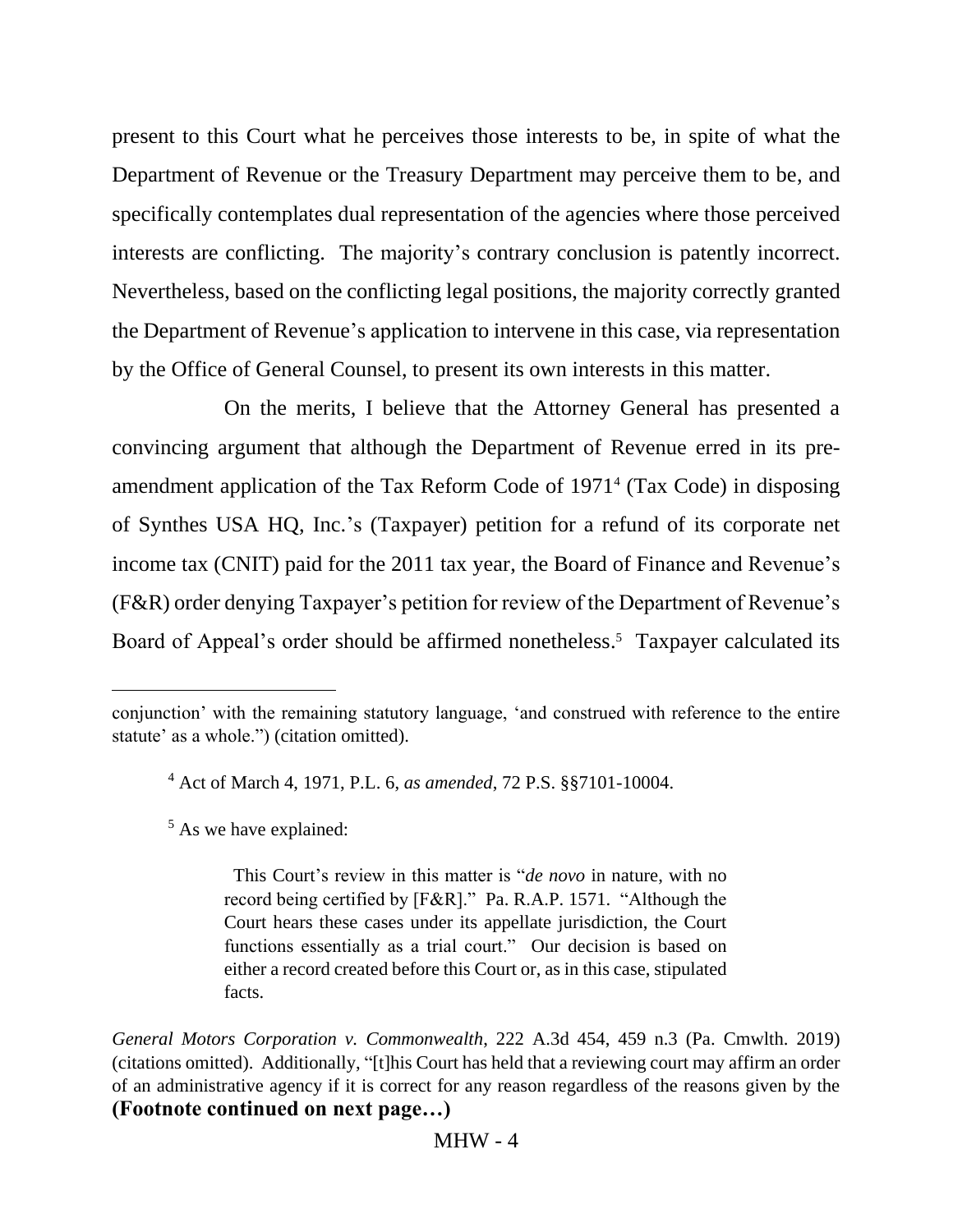present to this Court what he perceives those interests to be, in spite of what the Department of Revenue or the Treasury Department may perceive them to be, and specifically contemplates dual representation of the agencies where those perceived interests are conflicting. The majority's contrary conclusion is patently incorrect. Nevertheless, based on the conflicting legal positions, the majority correctly granted the Department of Revenue's application to intervene in this case, via representation by the Office of General Counsel, to present its own interests in this matter.

On the merits, I believe that the Attorney General has presented a convincing argument that although the Department of Revenue erred in its pre-amendment application of the Tax Reform Code of 1971[4] (Tax Code) in disposing of Synthes USA HQ, Inc.'s (Taxpayer) petition for a refund of its corporate net income tax (CNIT) paid for the 2011 tax year, the Board of Finance and Revenue's (F&R) order denying Taxpayer's petition for review of the Department of Revenue's Board of Appeal's order should be affirmed nonetheless.[5] Taxpayer calculated its

---

conjunction' with the remaining statutory language, 'and construed with reference to the entire statute' as a whole.") (citation omitted).

[4] Act of March 4, 1971, P.L. 6, *as amended*, 72 P.S. §§7101-10004.

[5] As we have explained:

> This Court's review in this matter is "*de novo* in nature, with no record being certified by [F&R]." Pa. R.A.P. 1571. "Although the Court hears these cases under its appellate jurisdiction, the Court functions essentially as a trial court." Our decision is based on either a record created before this Court or, as in this case, stipulated facts.

*General Motors Corporation v. Commonwealth*, 222 A.3d 454, 459 n.3 (Pa. Cmwlth. 2019) (citations omitted). Additionally, "[t]his Court has held that a reviewing court may affirm an order of an administrative agency if it is correct for any reason regardless of the reasons given by the

**(Footnote continued on next page…)**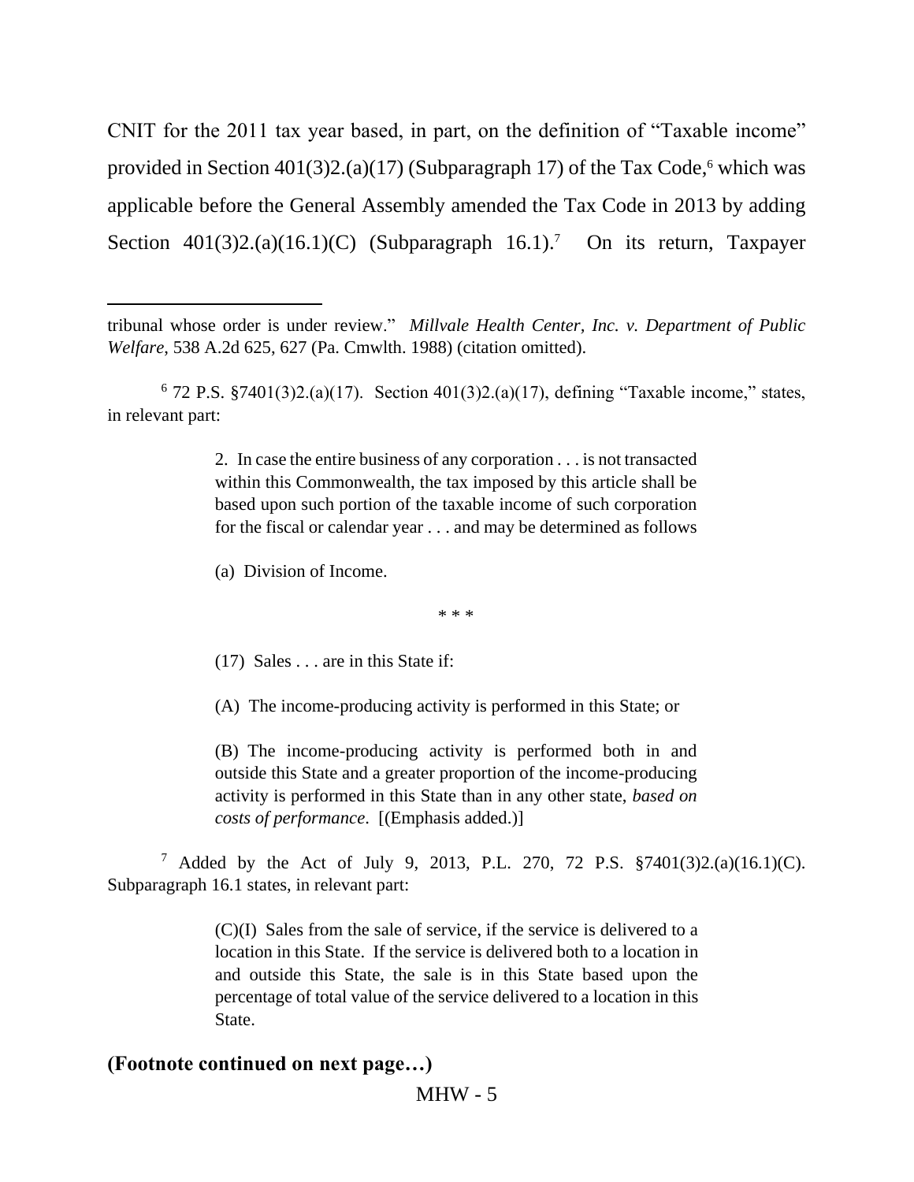CNIT for the 2011 tax year based, in part, on the definition of "Taxable income" provided in Section 401(3)2.(a)(17) (Subparagraph 17) of the Tax Code,[6] which was applicable before the General Assembly amended the Tax Code in 2013 by adding Section 401(3)2.(a)(16.1)(C) (Subparagraph 16.1).[7] On its return, Taxpayer

---

tribunal whose order is under review." *Millvale Health Center, Inc. v. Department of Public Welfare*, 538 A.2d 625, 627 (Pa. Cmwlth. 1988) (citation omitted).

[6] 72 P.S. §7401(3)2.(a)(17). Section 401(3)2.(a)(17), defining "Taxable income," states, in relevant part:

> 2. In case the entire business of any corporation . . . is not transacted within this Commonwealth, the tax imposed by this article shall be based upon such portion of the taxable income of such corporation for the fiscal or calendar year . . . and may be determined as follows
>
> (a) Division of Income.
>
> \* \* \*
>
> (17) Sales . . . are in this State if:
>
> (A) The income-producing activity is performed in this State; or
>
> (B) The income-producing activity is performed both in and outside this State and a greater proportion of the income-producing activity is performed in this State than in any other state, *based on costs of performance*. [(Emphasis added.)]

[7] Added by the Act of July 9, 2013, P.L. 270, 72 P.S. §7401(3)2.(a)(16.1)(C). Subparagraph 16.1 states, in relevant part:

> (C)(I) Sales from the sale of service, if the service is delivered to a location in this State. If the service is delivered both to a location in and outside this State, the sale is in this State based upon the percentage of total value of the service delivered to a location in this State.

**(Footnote continued on next page…)**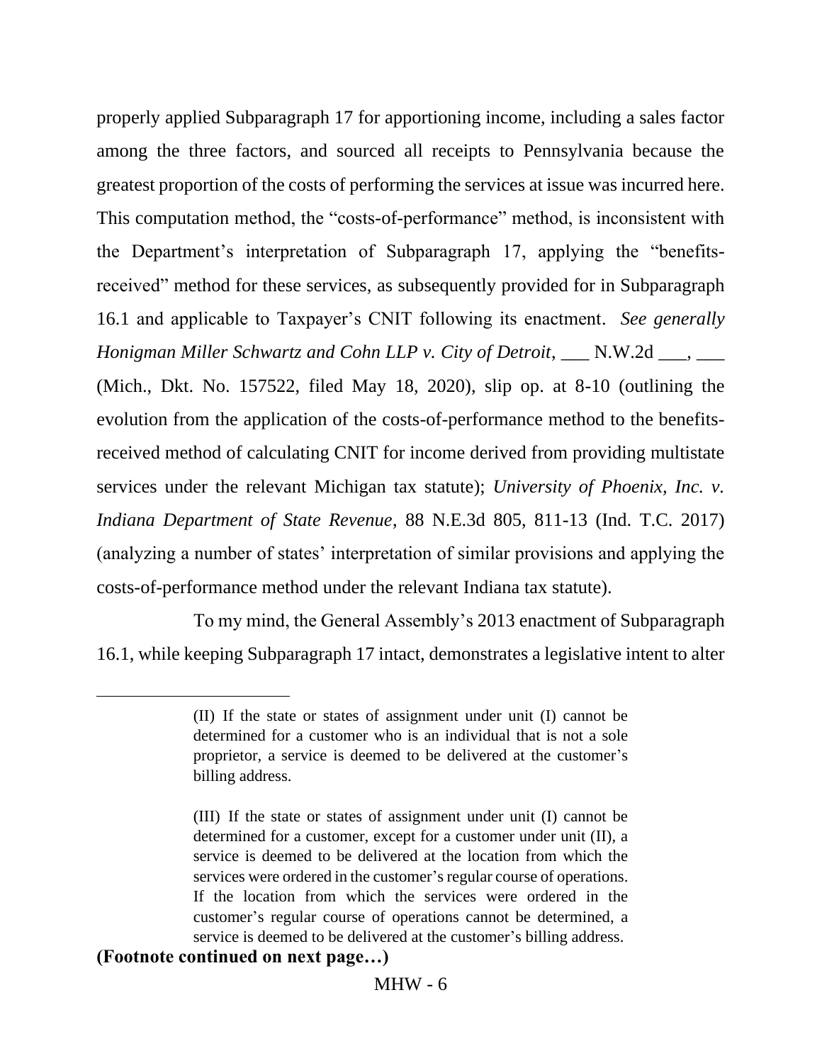properly applied Subparagraph 17 for apportioning income, including a sales factor among the three factors, and sourced all receipts to Pennsylvania because the greatest proportion of the costs of performing the services at issue was incurred here. This computation method, the "costs-of-performance" method, is inconsistent with the Department's interpretation of Subparagraph 17, applying the "benefits-received" method for these services, as subsequently provided for in Subparagraph 16.1 and applicable to Taxpayer's CNIT following its enactment. *See generally Honigman Miller Schwartz and Cohn LLP v. City of Detroit*, ___ N.W.2d ___, ___ (Mich., Dkt. No. 157522, filed May 18, 2020), slip op. at 8-10 (outlining the evolution from the application of the costs-of-performance method to the benefits-received method of calculating CNIT for income derived from providing multistate services under the relevant Michigan tax statute); *University of Phoenix, Inc. v. Indiana Department of State Revenue*, 88 N.E.3d 805, 811-13 (Ind. T.C. 2017) (analyzing a number of states' interpretation of similar provisions and applying the costs-of-performance method under the relevant Indiana tax statute).

To my mind, the General Assembly's 2013 enactment of Subparagraph 16.1, while keeping Subparagraph 17 intact, demonstrates a legislative intent to alter

---

> (II) If the state or states of assignment under unit (I) cannot be determined for a customer who is an individual that is not a sole proprietor, a service is deemed to be delivered at the customer's billing address.
>
> (III) If the state or states of assignment under unit (I) cannot be determined for a customer, except for a customer under unit (II), a service is deemed to be delivered at the location from which the services were ordered in the customer's regular course of operations. If the location from which the services were ordered in the customer's regular course of operations cannot be determined, a service is deemed to be delivered at the customer's billing address.

**(Footnote continued on next page…)**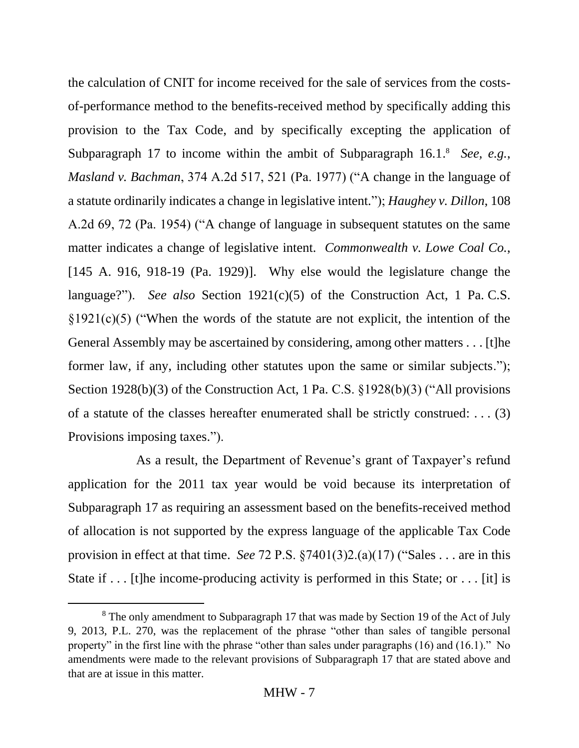the calculation of CNIT for income received for the sale of services from the costs-of-performance method to the benefits-received method by specifically adding this provision to the Tax Code, and by specifically excepting the application of Subparagraph 17 to income within the ambit of Subparagraph 16.1.[8] *See, e.g.*, *Masland v. Bachman*, 374 A.2d 517, 521 (Pa. 1977) ("A change in the language of a statute ordinarily indicates a change in legislative intent."); *Haughey v. Dillon*, 108 A.2d 69, 72 (Pa. 1954) ("A change of language in subsequent statutes on the same matter indicates a change of legislative intent. *Commonwealth v. Lowe Coal Co.*, [145 A. 916, 918-19 (Pa. 1929)]. Why else would the legislature change the language?"). *See also* Section 1921(c)(5) of the Construction Act, 1 Pa. C.S. §1921(c)(5) ("When the words of the statute are not explicit, the intention of the General Assembly may be ascertained by considering, among other matters . . . [t]he former law, if any, including other statutes upon the same or similar subjects."); Section 1928(b)(3) of the Construction Act, 1 Pa. C.S. §1928(b)(3) ("All provisions of a statute of the classes hereafter enumerated shall be strictly construed: . . . (3) Provisions imposing taxes.").

As a result, the Department of Revenue's grant of Taxpayer's refund application for the 2011 tax year would be void because its interpretation of Subparagraph 17 as requiring an assessment based on the benefits-received method of allocation is not supported by the express language of the applicable Tax Code provision in effect at that time. *See* 72 P.S. §7401(3)2.(a)(17) ("Sales . . . are in this State if . . . [t]he income-producing activity is performed in this State; or . . . [it] is

---

[8] The only amendment to Subparagraph 17 that was made by Section 19 of the Act of July 9, 2013, P.L. 270, was the replacement of the phrase "other than sales of tangible personal property" in the first line with the phrase "other than sales under paragraphs (16) and (16.1)." No amendments were made to the relevant provisions of Subparagraph 17 that are stated above and that are at issue in this matter.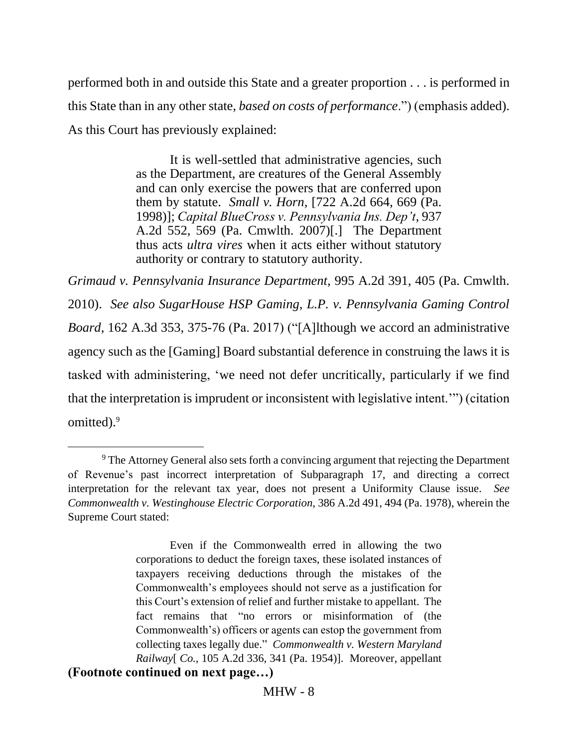performed both in and outside this State and a greater proportion . . . is performed in this State than in any other state, *based on costs of performance*.") (emphasis added). As this Court has previously explained:

> It is well-settled that administrative agencies, such as the Department, are creatures of the General Assembly and can only exercise the powers that are conferred upon them by statute. *Small v. Horn*, [722 A.2d 664, 669 (Pa. 1998)]; *Capital BlueCross v. Pennsylvania Ins. Dep't*, 937 A.2d 552, 569 (Pa. Cmwlth. 2007)[.] The Department thus acts *ultra vires* when it acts either without statutory authority or contrary to statutory authority.

*Grimaud v. Pennsylvania Insurance Department*, 995 A.2d 391, 405 (Pa. Cmwlth. 2010). *See also SugarHouse HSP Gaming, L.P. v. Pennsylvania Gaming Control Board*, 162 A.3d 353, 375-76 (Pa. 2017) ("[A]lthough we accord an administrative agency such as the [Gaming] Board substantial deference in construing the laws it is tasked with administering, 'we need not defer uncritically, particularly if we find that the interpretation is imprudent or inconsistent with legislative intent.'") (citation omitted).[9]

---

[9] The Attorney General also sets forth a convincing argument that rejecting the Department of Revenue's past incorrect interpretation of Subparagraph 17, and directing a correct interpretation for the relevant tax year, does not present a Uniformity Clause issue. *See Commonwealth v. Westinghouse Electric Corporation*, 386 A.2d 491, 494 (Pa. 1978), wherein the Supreme Court stated:

> Even if the Commonwealth erred in allowing the two corporations to deduct the foreign taxes, these isolated instances of taxpayers receiving deductions through the mistakes of the Commonwealth's employees should not serve as a justification for this Court's extension of relief and further mistake to appellant. The fact remains that "no errors or misinformation of (the Commonwealth's) officers or agents can estop the government from collecting taxes legally due." *Commonwealth v. Western Maryland Railway*[ *Co.*, 105 A.2d 336, 341 (Pa. 1954)]. Moreover, appellant

**(Footnote continued on next page…)**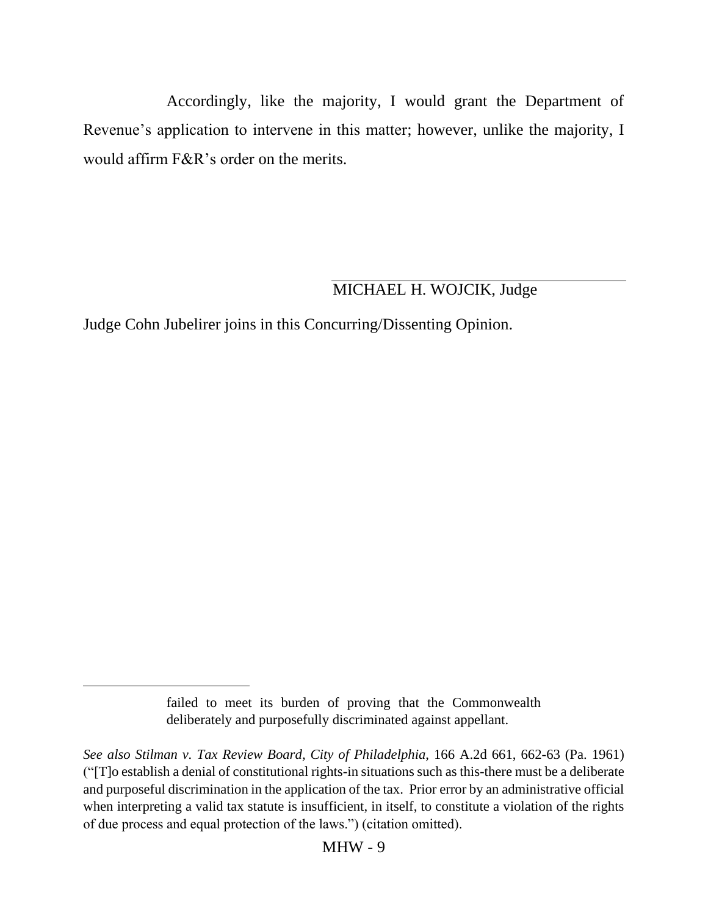Accordingly, like the majority, I would grant the Department of Revenue's application to intervene in this matter; however, unlike the majority, I would affirm F&R's order on the merits.

MICHAEL H. WOJCIK, Judge

Judge Cohn Jubelirer joins in this Concurring/Dissenting Opinion.

---

> failed to meet its burden of proving that the Commonwealth deliberately and purposefully discriminated against appellant.

*See also Stilman v. Tax Review Board, City of Philadelphia*, 166 A.2d 661, 662-63 (Pa. 1961) ("[T]o establish a denial of constitutional rights-in situations such as this-there must be a deliberate and purposeful discrimination in the application of the tax. Prior error by an administrative official when interpreting a valid tax statute is insufficient, in itself, to constitute a violation of the rights of due process and equal protection of the laws.") (citation omitted).